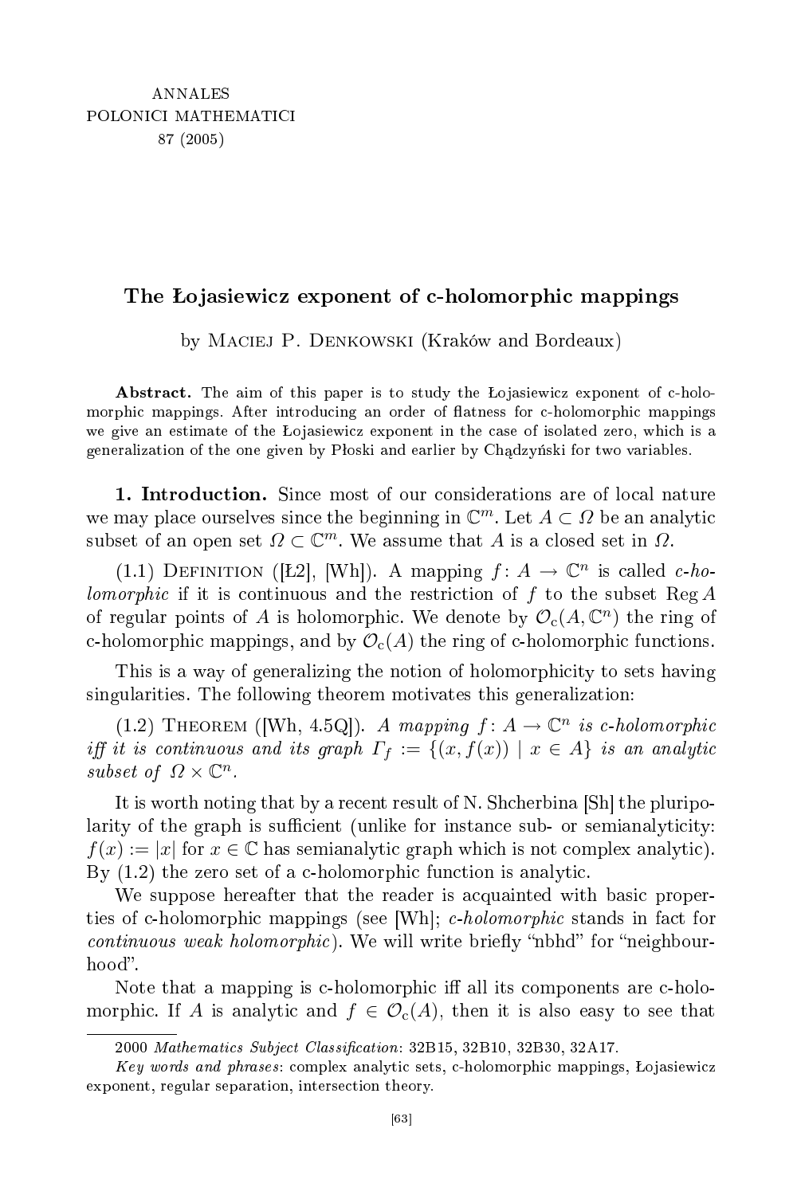ANNALES
POLONICI MATHEMATICI
87 (2005)

# The Łojasiewicz exponent of c-holomorphic mappings

by Maciej P. Denkowski (Kraków and Bordeaux)

**Abstract.** The aim of this paper is to study the Łojasiewicz exponent of c-holomorphic mappings. After introducing an order of flatness for c-holomorphic mappings we give an estimate of the Łojasiewicz exponent in the case of isolated zero, which is a generalization of the one given by Płoski and earlier by Chądzyński for two variables.

## 1. Introduction.

Since most of our considerations are of local nature we may place ourselves since the beginning in $\mathbb{C}^m$. Let $A \subset \Omega$ be an analytic subset of an open set $\Omega \subset \mathbb{C}^m$. We assume that $A$ is a closed set in $\Omega$.

(1.1) Definition ([Ł2], [Wh]). A mapping $f\colon A \to \mathbb{C}^n$ is called *c-holomorphic* if it is continuous and the restriction of $f$ to the subset $\operatorname{Reg} A$ of regular points of $A$ is holomorphic. We denote by $\mathcal{O}_c(A, \mathbb{C}^n)$ the ring of c-holomorphic mappings, and by $\mathcal{O}_c(A)$ the ring of c-holomorphic functions.

This is a way of generalizing the notion of holomorphicity to sets having singularities. The following theorem motivates this generalization:

(1.2) Theorem ([Wh, 4.5Q]). *A mapping $f\colon A \to \mathbb{C}^n$ is c-holomorphic iff it is continuous and its graph $\Gamma_f := \{(x, f(x)) \mid x \in A\}$ is an analytic subset of $\Omega \times \mathbb{C}^n$.*

It is worth noting that by a recent result of N. Shcherbina [Sh] the pluripolarity of the graph is sufficient (unlike for instance sub- or semianalyticity: $f(x) := |x|$ for $x \in \mathbb{C}$ has semianalytic graph which is not complex analytic). By (1.2) the zero set of a c-holomorphic function is analytic.

We suppose hereafter that the reader is acquainted with basic properties of c-holomorphic mappings (see [Wh]; *c-holomorphic* stands in fact for *continuous weak holomorphic*). We will write briefly "nbhd" for "neighbourhood".

Note that a mapping is c-holomorphic iff all its components are c-holomorphic. If $A$ is analytic and $f \in \mathcal{O}_c(A)$, then it is also easy to see that

---

2000 *Mathematics Subject Classification*: 32B15, 32B10, 32B30, 32A17.

*Key words and phrases*: complex analytic sets, c-holomorphic mappings, Łojasiewicz exponent, regular separation, intersection theory.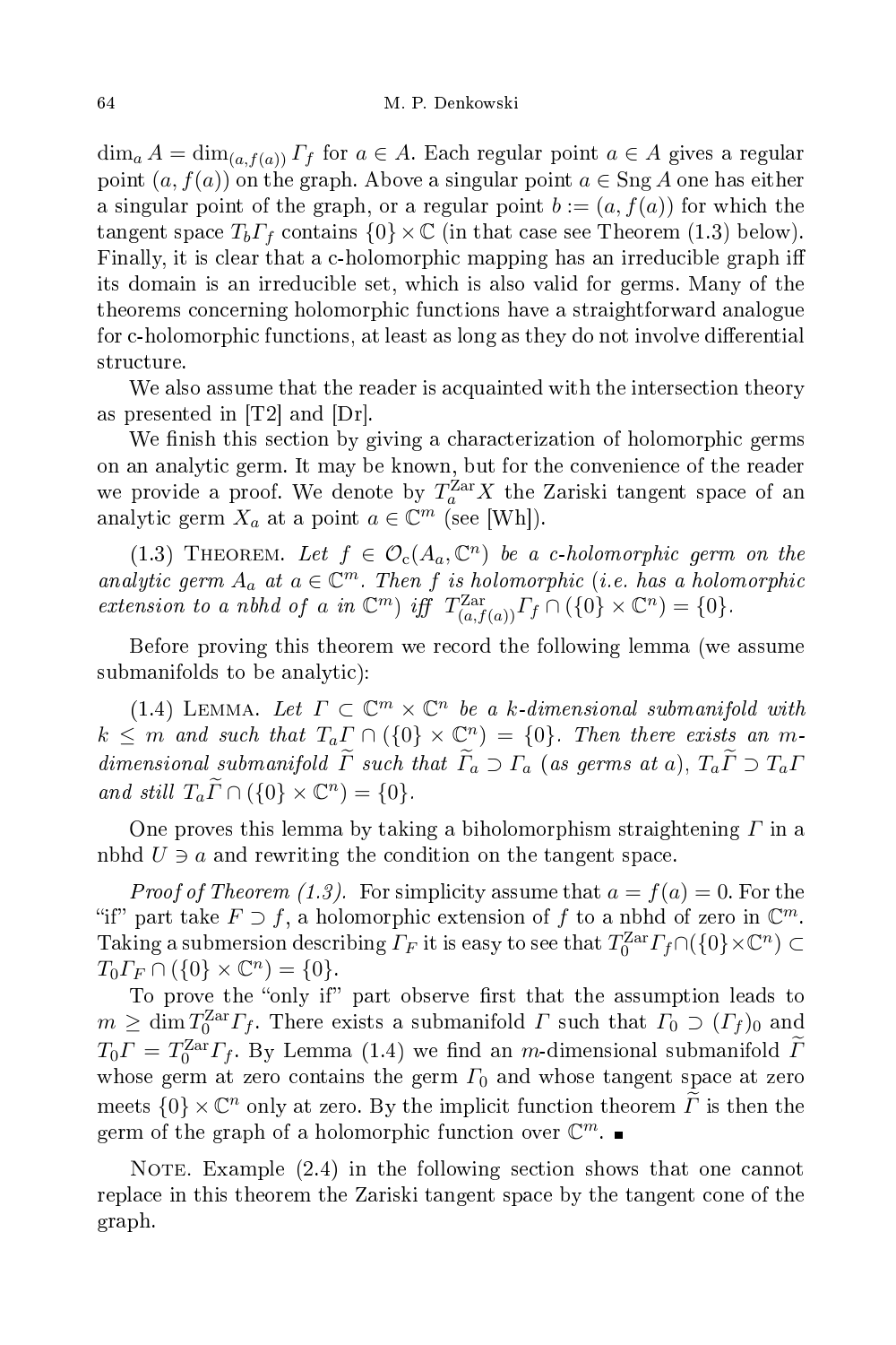$\dim_a A = \dim_{(a,f(a))} \Gamma_f$ for $a \in A$. Each regular point $a \in A$ gives a regular point $(a, f(a))$ on the graph. Above a singular point $a \in \operatorname{Sng} A$ one has either a singular point of the graph, or a regular point $b := (a, f(a))$ for which the tangent space $T_b \Gamma_f$ contains $\{0\} \times \mathbb{C}$ (in that case see Theorem (1.3) below). Finally, it is clear that a c-holomorphic mapping has an irreducible graph iff its domain is an irreducible set, which is also valid for germs. Many of the theorems concerning holomorphic functions have a straightforward analogue for c-holomorphic functions, at least as long as they do not involve differential structure.

We also assume that the reader is acquainted with the intersection theory as presented in [T2] and [Dr].

We finish this section by giving a characterization of holomorphic germs on an analytic germ. It may be known, but for the convenience of the reader we provide a proof. We denote by $T_a^{\mathrm{Zar}} X$ the Zariski tangent space of an analytic germ $X_a$ at a point $a \in \mathbb{C}^m$ (see [Wh]).

(1.3) Theorem. *Let $f \in \mathcal{O}_c(A_a, \mathbb{C}^n)$ be a c-holomorphic germ on the analytic germ $A_a$ at $a \in \mathbb{C}^m$. Then $f$ is holomorphic (i.e. has a holomorphic extension to a nbhd of $a$ in $\mathbb{C}^m$) iff $T^{\mathrm{Zar}}_{(a,f(a))} \Gamma_f \cap (\{0\} \times \mathbb{C}^n) = \{0\}$.*

Before proving this theorem we record the following lemma (we assume submanifolds to be analytic):

(1.4) Lemma. *Let $\Gamma \subset \mathbb{C}^m \times \mathbb{C}^n$ be a $k$-dimensional submanifold with $k \leq m$ and such that $T_a \Gamma \cap (\{0\} \times \mathbb{C}^n) = \{0\}$. Then there exists an $m$-dimensional submanifold $\widetilde{\Gamma}$ such that $\widetilde{\Gamma}_a \supset \Gamma_a$ (as germs at $a$), $T_a \widetilde{\Gamma} \supset T_a \Gamma$ and still $T_a \widetilde{\Gamma} \cap (\{0\} \times \mathbb{C}^n) = \{0\}$.*

One proves this lemma by taking a biholomorphism straightening $\Gamma$ in a nbhd $U \ni a$ and rewriting the condition on the tangent space.

*Proof of Theorem (1.3).* For simplicity assume that $a = f(a) = 0$. For the "if" part take $F \supset f$, a holomorphic extension of $f$ to a nbhd of zero in $\mathbb{C}^m$. Taking a submersion describing $\Gamma_F$ it is easy to see that $T_0^{\mathrm{Zar}} \Gamma_f \cap (\{0\} \times \mathbb{C}^n) \subset T_0 \Gamma_F \cap (\{0\} \times \mathbb{C}^n) = \{0\}$.

To prove the "only if" part observe first that the assumption leads to $m \geq \dim T_0^{\mathrm{Zar}} \Gamma_f$. There exists a submanifold $\Gamma$ such that $\Gamma_0 \supset (\Gamma_f)_0$ and $T_0 \Gamma = T_0^{\mathrm{Zar}} \Gamma_f$. By Lemma (1.4) we find an $m$-dimensional submanifold $\widetilde{\Gamma}$ whose germ at zero contains the germ $\Gamma_0$ and whose tangent space at zero meets $\{0\} \times \mathbb{C}^n$ only at zero. By the implicit function theorem $\widetilde{\Gamma}$ is then the germ of the graph of a holomorphic function over $\mathbb{C}^m$. ∎

Note. Example (2.4) in the following section shows that one cannot replace in this theorem the Zariski tangent space by the tangent cone of the graph.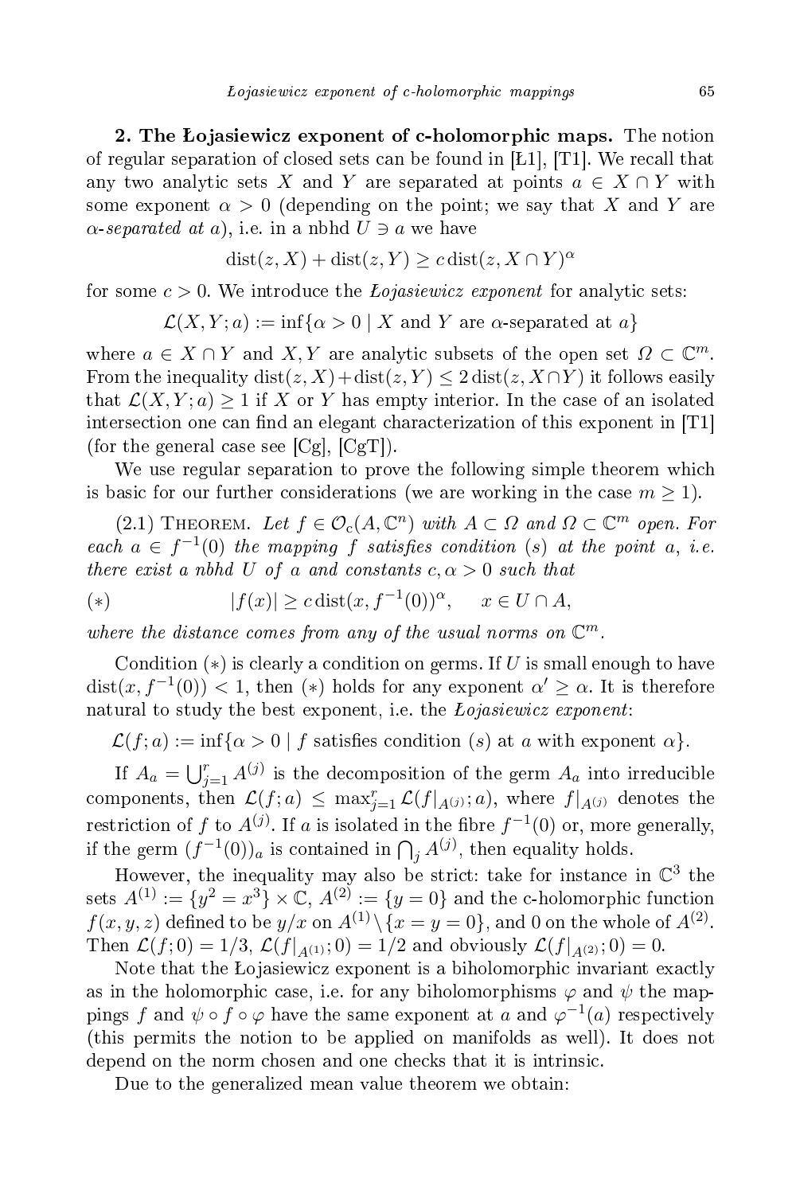**2. The Łojasiewicz exponent of c-holomorphic maps.** The notion of regular separation of closed sets can be found in [Ł1], [T1]. We recall that any two analytic sets $X$ and $Y$ are separated at points $a \in X \cap Y$ with some exponent $\alpha > 0$ (depending on the point; we say that $X$ and $Y$ are *$\alpha$-separated at $a$*), i.e. in a nbhd $U \ni a$ we have

$$\operatorname{dist}(z, X) + \operatorname{dist}(z, Y) \geq c \operatorname{dist}(z, X \cap Y)^\alpha$$

for some $c > 0$. We introduce the *Łojasiewicz exponent* for analytic sets:

$$\mathcal{L}(X, Y; a) := \inf\{\alpha > 0 \mid X \text{ and } Y \text{ are } \alpha\text{-separated at } a\}$$

where $a \in X \cap Y$ and $X, Y$ are analytic subsets of the open set $\Omega \subset \mathbb{C}^m$. From the inequality $\operatorname{dist}(z, X) + \operatorname{dist}(z, Y) \leq 2 \operatorname{dist}(z, X \cap Y)$ it follows easily that $\mathcal{L}(X, Y; a) \geq 1$ if $X$ or $Y$ has empty interior. In the case of an isolated intersection one can find an elegant characterization of this exponent in [T1] (for the general case see [Cg], [CgT]).

We use regular separation to prove the following simple theorem which is basic for our further considerations (we are working in the case $m \geq 1$).

(2.1) Theorem. *Let $f \in \mathcal{O}_c(A, \mathbb{C}^n)$ with $A \subset \Omega$ and $\Omega \subset \mathbb{C}^m$ open. For each $a \in f^{-1}(0)$ the mapping $f$ satisfies condition $(s)$ at the point $a$, i.e. there exist a nbhd $U$ of $a$ and constants $c, \alpha > 0$ such that*

$$(*) \qquad |f(x)| \geq c \operatorname{dist}(x, f^{-1}(0))^\alpha, \quad x \in U \cap A,$$

*where the distance comes from any of the usual norms on $\mathbb{C}^m$.*

Condition $(*)$ is clearly a condition on germs. If $U$ is small enough to have $\operatorname{dist}(x, f^{-1}(0)) < 1$, then $(*)$ holds for any exponent $\alpha' \geq \alpha$. It is therefore natural to study the best exponent, i.e. the *Łojasiewicz exponent*:

$$\mathcal{L}(f; a) := \inf\{\alpha > 0 \mid f \text{ satisfies condition } (s) \text{ at } a \text{ with exponent } \alpha\}.$$

If $A_a = \bigcup_{j=1}^r A^{(j)}$ is the decomposition of the germ $A_a$ into irreducible components, then $\mathcal{L}(f; a) \leq \max_{j=1}^r \mathcal{L}(f|_{A^{(j)}}; a)$, where $f|_{A^{(j)}}$ denotes the restriction of $f$ to $A^{(j)}$. If $a$ is isolated in the fibre $f^{-1}(0)$ or, more generally, if the germ $(f^{-1}(0))_a$ is contained in $\bigcap_j A^{(j)}$, then equality holds.

However, the inequality may also be strict: take for instance in $\mathbb{C}^3$ the sets $A^{(1)} := \{y^2 = x^3\} \times \mathbb{C}$, $A^{(2)} := \{y = 0\}$ and the c-holomorphic function $f(x, y, z)$ defined to be $y/x$ on $A^{(1)} \setminus \{x = y = 0\}$, and $0$ on the whole of $A^{(2)}$. Then $\mathcal{L}(f; 0) = 1/3$, $\mathcal{L}(f|_{A^{(1)}}; 0) = 1/2$ and obviously $\mathcal{L}(f|_{A^{(2)}}; 0) = 0$.

Note that the Łojasiewicz exponent is a biholomorphic invariant exactly as in the holomorphic case, i.e. for any biholomorphisms $\varphi$ and $\psi$ the mappings $f$ and $\psi \circ f \circ \varphi$ have the same exponent at $a$ and $\varphi^{-1}(a)$ respectively (this permits the notion to be applied on manifolds as well). It does not depend on the norm chosen and one checks that it is intrinsic.

Due to the generalized mean value theorem we obtain: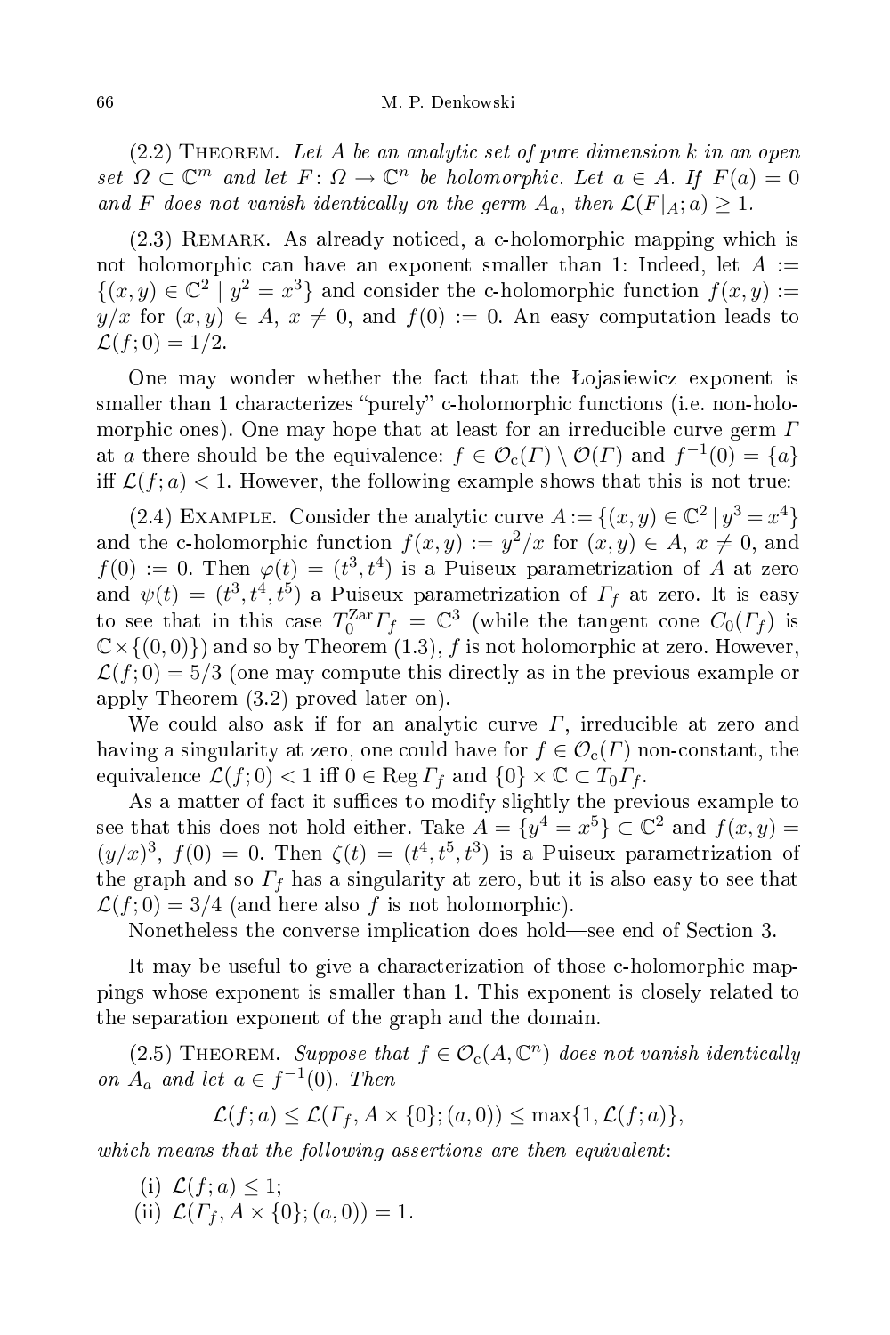(2.2) Theorem. *Let $A$ be an analytic set of pure dimension $k$ in an open set $\Omega \subset \mathbb{C}^m$ and let $F\colon \Omega \to \mathbb{C}^n$ be holomorphic. Let $a \in A$. If $F(a) = 0$ and $F$ does not vanish identically on the germ $A_a$, then $\mathcal{L}(F|_A; a) \geq 1$.*

(2.3) Remark. As already noticed, a c-holomorphic mapping which is not holomorphic can have an exponent smaller than 1: Indeed, let $A := \{(x, y) \in \mathbb{C}^2 \mid y^2 = x^3\}$ and consider the c-holomorphic function $f(x, y) := y/x$ for $(x, y) \in A$, $x \neq 0$, and $f(0) := 0$. An easy computation leads to $\mathcal{L}(f; 0) = 1/2$.

One may wonder whether the fact that the Łojasiewicz exponent is smaller than 1 characterizes "purely" c-holomorphic functions (i.e. non-holomorphic ones). One may hope that at least for an irreducible curve germ $\Gamma$ at $a$ there should be the equivalence: $f \in \mathcal{O}_{\mathrm{c}}(\Gamma) \setminus \mathcal{O}(\Gamma)$ and $f^{-1}(0) = \{a\}$ iff $\mathcal{L}(f; a) < 1$. However, the following example shows that this is not true:

(2.4) Example. Consider the analytic curve $A := \{(x, y) \in \mathbb{C}^2 \mid y^3 = x^4\}$ and the c-holomorphic function $f(x, y) := y^2/x$ for $(x, y) \in A$, $x \neq 0$, and $f(0) := 0$. Then $\varphi(t) = (t^3, t^4)$ is a Puiseux parametrization of $A$ at zero and $\psi(t) = (t^3, t^4, t^5)$ a Puiseux parametrization of $\Gamma_f$ at zero. It is easy to see that in this case $T_0^{\mathrm{Zar}}\Gamma_f = \mathbb{C}^3$ (while the tangent cone $C_0(\Gamma_f)$ is $\mathbb{C} \times \{(0, 0)\}$) and so by Theorem (1.3), $f$ is not holomorphic at zero. However, $\mathcal{L}(f; 0) = 5/3$ (one may compute this directly as in the previous example or apply Theorem (3.2) proved later on).

We could also ask if for an analytic curve $\Gamma$, irreducible at zero and having a singularity at zero, one could have for $f \in \mathcal{O}_{\mathrm{c}}(\Gamma)$ non-constant, the equivalence $\mathcal{L}(f; 0) < 1$ iff $0 \in \operatorname{Reg}\Gamma_f$ and $\{0\} \times \mathbb{C} \subset T_0\Gamma_f$.

As a matter of fact it suffices to modify slightly the previous example to see that this does not hold either. Take $A = \{y^4 = x^5\} \subset \mathbb{C}^2$ and $f(x, y) = (y/x)^3$, $f(0) = 0$. Then $\zeta(t) = (t^4, t^5, t^3)$ is a Puiseux parametrization of the graph and so $\Gamma_f$ has a singularity at zero, but it is also easy to see that $\mathcal{L}(f; 0) = 3/4$ (and here also $f$ is not holomorphic).

Nonetheless the converse implication does hold—see end of Section 3.

It may be useful to give a characterization of those c-holomorphic mappings whose exponent is smaller than 1. This exponent is closely related to the separation exponent of the graph and the domain.

(2.5) Theorem. *Suppose that $f \in \mathcal{O}_{\mathrm{c}}(A, \mathbb{C}^n)$ does not vanish identically on $A_a$ and let $a \in f^{-1}(0)$. Then*

$$\mathcal{L}(f; a) \leq \mathcal{L}(\Gamma_f, A \times \{0\}; (a, 0)) \leq \max\{1, \mathcal{L}(f; a)\},$$

*which means that the following assertions are then equivalent*:

(i) $\mathcal{L}(f; a) \leq 1$;

(ii) $\mathcal{L}(\Gamma_f, A \times \{0\}; (a, 0)) = 1$.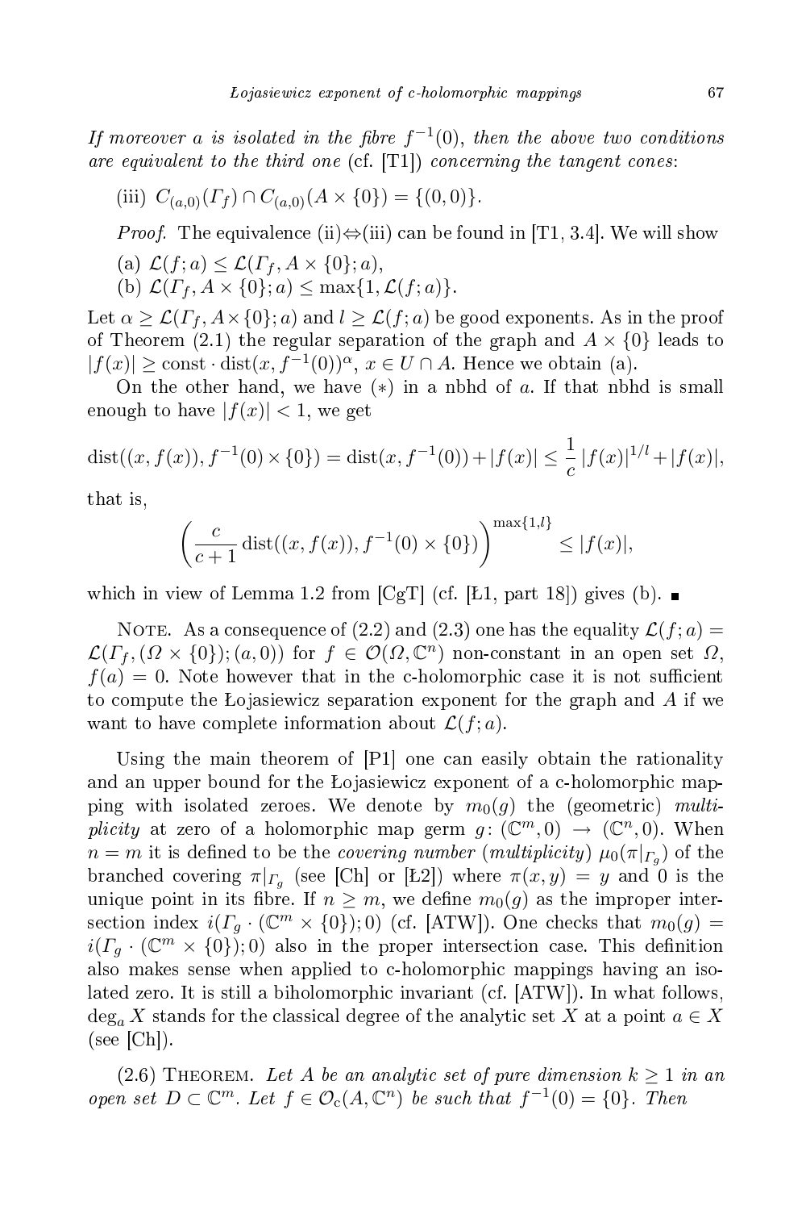*If moreover $a$ is isolated in the fibre $f^{-1}(0)$, then the above two conditions are equivalent to the third one* (cf. [T1]) *concerning the tangent cones*:

(iii) $C_{(a,0)}(\Gamma_f) \cap C_{(a,0)}(A \times \{0\}) = \{(0,0)\}$.

*Proof.* The equivalence (ii)⇔(iii) can be found in [T1, 3.4]. We will show

(a) $\mathcal{L}(f;a) \le \mathcal{L}(\Gamma_f, A \times \{0\}; a)$,

(b) $\mathcal{L}(\Gamma_f, A \times \{0\}; a) \le \max\{1, \mathcal{L}(f;a)\}$.

Let $\alpha \ge \mathcal{L}(\Gamma_f, A \times \{0\}; a)$ and $l \ge \mathcal{L}(f;a)$ be good exponents. As in the proof of Theorem (2.1) the regular separation of the graph and $A \times \{0\}$ leads to $|f(x)| \ge \mathrm{const} \cdot \mathrm{dist}(x, f^{-1}(0))^{\alpha}$, $x \in U \cap A$. Hence we obtain (a).

On the other hand, we have $(*)$ in a nbhd of $a$. If that nbhd is small enough to have $|f(x)| < 1$, we get

$$\mathrm{dist}((x,f(x)), f^{-1}(0) \times \{0\}) = \mathrm{dist}(x, f^{-1}(0)) + |f(x)| \le \frac{1}{c}\,|f(x)|^{1/l} + |f(x)|,$$

that is,

$$\left(\frac{c}{c+1}\,\mathrm{dist}((x,f(x)), f^{-1}(0) \times \{0\})\right)^{\max\{1,l\}} \le |f(x)|,$$

which in view of Lemma 1.2 from [CgT] (cf. [Ł1, part 18]) gives (b). ∎

Note. As a consequence of (2.2) and (2.3) one has the equality $\mathcal{L}(f;a) = \mathcal{L}(\Gamma_f, (\Omega \times \{0\}); (a,0))$ for $f \in \mathcal{O}(\Omega, \mathbb{C}^n)$ non-constant in an open set $\Omega$, $f(a) = 0$. Note however that in the c-holomorphic case it is not sufficient to compute the Łojasiewicz separation exponent for the graph and $A$ if we want to have complete information about $\mathcal{L}(f;a)$.

Using the main theorem of [P1] one can easily obtain the rationality and an upper bound for the Łojasiewicz exponent of a c-holomorphic mapping with isolated zeroes. We denote by $m_0(g)$ the (geometric) *multiplicity* at zero of a holomorphic map germ $g\colon (\mathbb{C}^m, 0) \to (\mathbb{C}^n, 0)$. When $n = m$ it is defined to be the *covering number* (*multiplicity*) $\mu_0(\pi|_{\Gamma_g})$ of the branched covering $\pi|_{\Gamma_g}$ (see [Ch] or [Ł2]) where $\pi(x,y) = y$ and $0$ is the unique point in its fibre. If $n \ge m$, we define $m_0(g)$ as the improper intersection index $i(\Gamma_g \cdot (\mathbb{C}^m \times \{0\}); 0)$ (cf. [ATW]). One checks that $m_0(g) = i(\Gamma_g \cdot (\mathbb{C}^m \times \{0\}); 0)$ also in the proper intersection case. This definition also makes sense when applied to c-holomorphic mappings having an isolated zero. It is still a biholomorphic invariant (cf. [ATW]). In what follows, $\deg_a X$ stands for the classical degree of the analytic set $X$ at a point $a \in X$ (see [Ch]).

(2.6) Theorem. *Let $A$ be an analytic set of pure dimension $k \ge 1$ in an open set $D \subset \mathbb{C}^m$. Let $f \in \mathcal{O}_c(A, \mathbb{C}^n)$ be such that $f^{-1}(0) = \{0\}$. Then*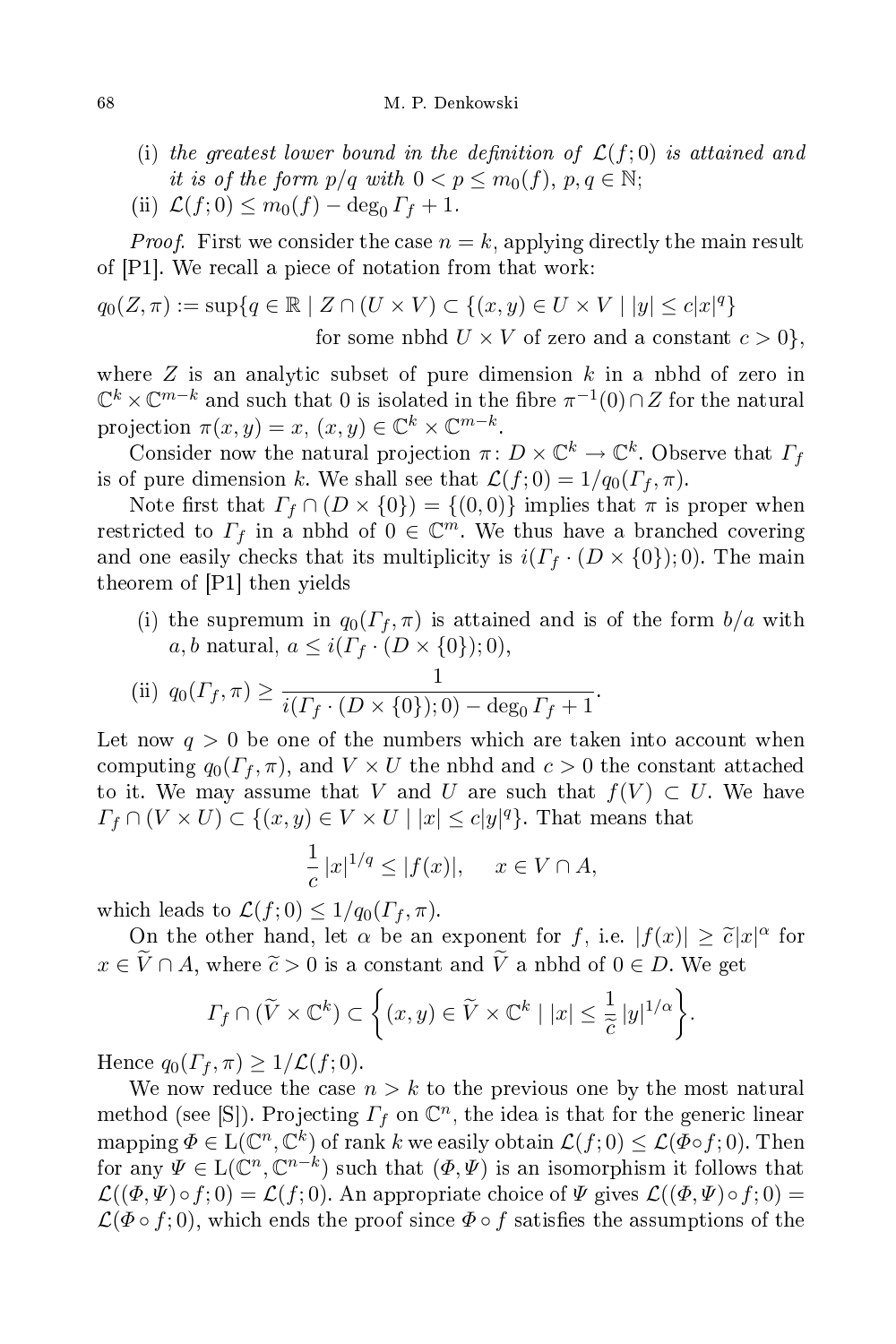(i) *the greatest lower bound in the definition of* $\mathcal{L}(f;0)$ *is attained and it is of the form* $p/q$ *with* $0 < p \leq m_0(f)$, $p, q \in \mathbb{N}$;

(ii) $\mathcal{L}(f;0) \leq m_0(f) - \deg_0 \Gamma_f + 1$.

*Proof.* First we consider the case $n = k$, applying directly the main result of [P1]. We recall a piece of notation from that work:

$$q_0(Z,\pi) := \sup\{q \in \mathbb{R} \mid Z \cap (U \times V) \subset \{(x,y) \in U \times V \mid |y| \leq c|x|^q\} \text{ for some nbhd } U \times V \text{ of zero and a constant } c > 0\},$$

where $Z$ is an analytic subset of pure dimension $k$ in a nbhd of zero in $\mathbb{C}^k \times \mathbb{C}^{m-k}$ and such that 0 is isolated in the fibre $\pi^{-1}(0) \cap Z$ for the natural projection $\pi(x,y) = x$, $(x,y) \in \mathbb{C}^k \times \mathbb{C}^{m-k}$.

Consider now the natural projection $\pi \colon D \times \mathbb{C}^k \to \mathbb{C}^k$. Observe that $\Gamma_f$ is of pure dimension $k$. We shall see that $\mathcal{L}(f;0) = 1/q_0(\Gamma_f, \pi)$.

Note first that $\Gamma_f \cap (D \times \{0\}) = \{(0,0)\}$ implies that $\pi$ is proper when restricted to $\Gamma_f$ in a nbhd of $0 \in \mathbb{C}^m$. We thus have a branched covering and one easily checks that its multiplicity is $i(\Gamma_f \cdot (D \times \{0\}); 0)$. The main theorem of [P1] then yields

(i) the supremum in $q_0(\Gamma_f, \pi)$ is attained and is of the form $b/a$ with $a, b$ natural, $a \leq i(\Gamma_f \cdot (D \times \{0\}); 0)$,

(ii) $q_0(\Gamma_f, \pi) \geq \dfrac{1}{i(\Gamma_f \cdot (D \times \{0\}); 0) - \deg_0 \Gamma_f + 1}$.

Let now $q > 0$ be one of the numbers which are taken into account when computing $q_0(\Gamma_f, \pi)$, and $V \times U$ the nbhd and $c > 0$ the constant attached to it. We may assume that $V$ and $U$ are such that $f(V) \subset U$. We have $\Gamma_f \cap (V \times U) \subset \{(x,y) \in V \times U \mid |x| \leq c|y|^q\}$. That means that

$$\frac{1}{c}|x|^{1/q} \leq |f(x)|, \quad x \in V \cap A,$$

which leads to $\mathcal{L}(f;0) \leq 1/q_0(\Gamma_f, \pi)$.

On the other hand, let $\alpha$ be an exponent for $f$, i.e. $|f(x)| \geq \widetilde{c}|x|^\alpha$ for $x \in \widetilde{V} \cap A$, where $\widetilde{c} > 0$ is a constant and $\widetilde{V}$ a nbhd of $0 \in D$. We get

$$\Gamma_f \cap (\widetilde{V} \times \mathbb{C}^k) \subset \left\{(x,y) \in \widetilde{V} \times \mathbb{C}^k \mid |x| \leq \frac{1}{\widetilde{c}}|y|^{1/\alpha}\right\}.$$

Hence $q_0(\Gamma_f, \pi) \geq 1/\mathcal{L}(f;0)$.

We now reduce the case $n > k$ to the previous one by the most natural method (see [S]). Projecting $\Gamma_f$ on $\mathbb{C}^n$, the idea is that for the generic linear mapping $\Phi \in \mathrm{L}(\mathbb{C}^n, \mathbb{C}^k)$ of rank $k$ we easily obtain $\mathcal{L}(f;0) \leq \mathcal{L}(\Phi \circ f; 0)$. Then for any $\Psi \in \mathrm{L}(\mathbb{C}^n, \mathbb{C}^{n-k})$ such that $(\Phi, \Psi)$ is an isomorphism it follows that $\mathcal{L}((\Phi,\Psi) \circ f; 0) = \mathcal{L}(f;0)$. An appropriate choice of $\Psi$ gives $\mathcal{L}((\Phi,\Psi) \circ f; 0) = \mathcal{L}(\Phi \circ f; 0)$, which ends the proof since $\Phi \circ f$ satisfies the assumptions of the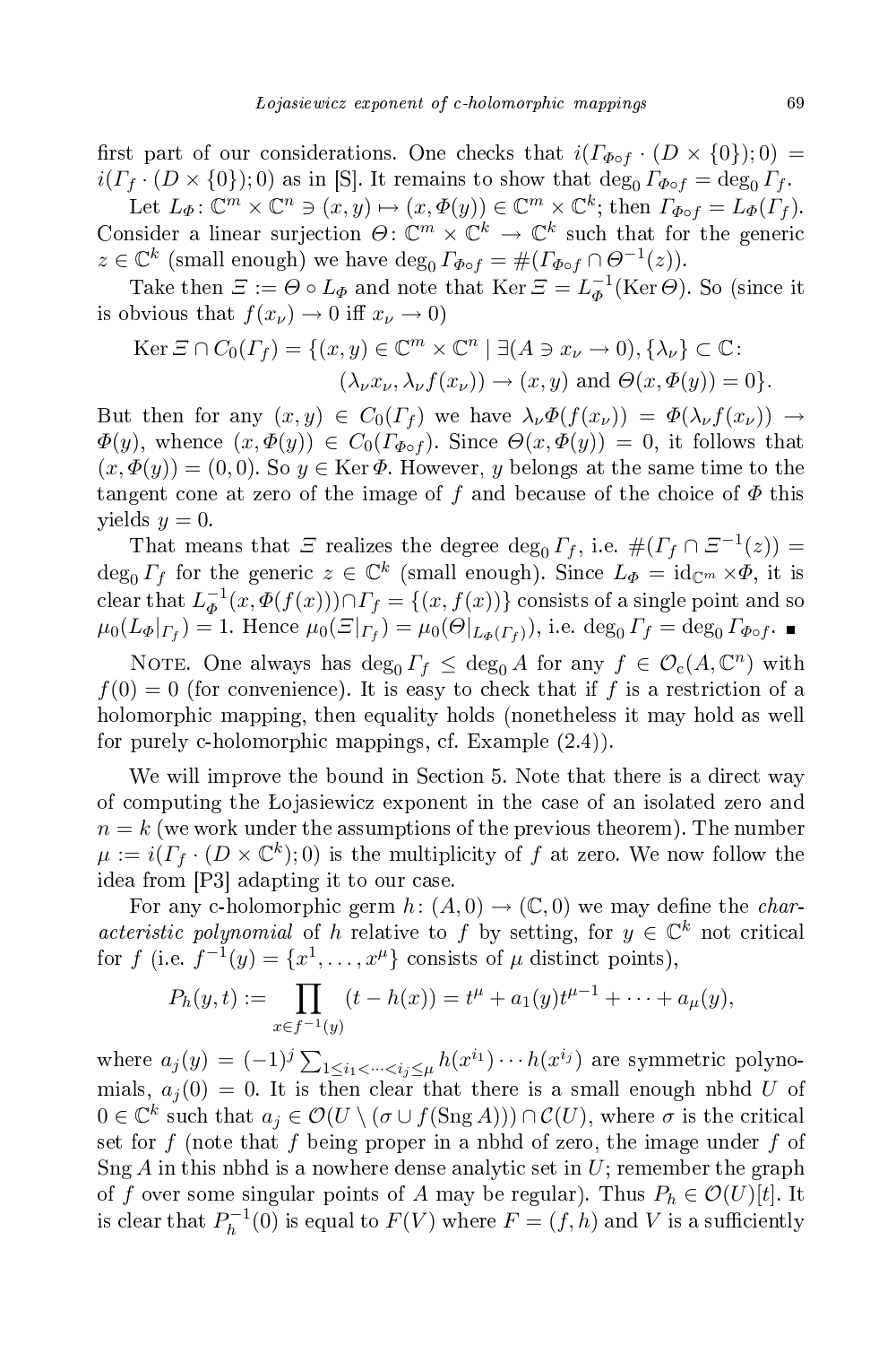first part of our considerations. One checks that $i(\Gamma_{\Phi\circ f} \cdot (D \times \{0\}); 0) = i(\Gamma_f \cdot (D \times \{0\}); 0)$ as in [S]. It remains to show that $\deg_0 \Gamma_{\Phi\circ f} = \deg_0 \Gamma_f$.

Let $L_\Phi\colon \mathbb{C}^m \times \mathbb{C}^n \ni (x,y) \mapsto (x, \Phi(y)) \in \mathbb{C}^m \times \mathbb{C}^k$; then $\Gamma_{\Phi\circ f} = L_\Phi(\Gamma_f)$. Consider a linear surjection $\Theta\colon \mathbb{C}^m \times \mathbb{C}^k \to \mathbb{C}^k$ such that for the generic $z \in \mathbb{C}^k$ (small enough) we have $\deg_0 \Gamma_{\Phi\circ f} = \#(\Gamma_{\Phi\circ f} \cap \Theta^{-1}(z))$.

Take then $\Xi := \Theta \circ L_\Phi$ and note that $\operatorname{Ker} \Xi = L_\Phi^{-1}(\operatorname{Ker} \Theta)$. So (since it is obvious that $f(x_\nu) \to 0$ iff $x_\nu \to 0$)

$$\operatorname{Ker} \Xi \cap C_0(\Gamma_f) = \{(x,y) \in \mathbb{C}^m \times \mathbb{C}^n \mid \exists (A \ni x_\nu \to 0), \{\lambda_\nu\} \subset \mathbb{C}\colon$$
$$(\lambda_\nu x_\nu, \lambda_\nu f(x_\nu)) \to (x,y) \text{ and } \Theta(x, \Phi(y)) = 0\}.$$

But then for any $(x,y) \in C_0(\Gamma_f)$ we have $\lambda_\nu \Phi(f(x_\nu)) = \Phi(\lambda_\nu f(x_\nu)) \to \Phi(y)$, whence $(x, \Phi(y)) \in C_0(\Gamma_{\Phi\circ f})$. Since $\Theta(x, \Phi(y)) = 0$, it follows that $(x, \Phi(y)) = (0,0)$. So $y \in \operatorname{Ker} \Phi$. However, $y$ belongs at the same time to the tangent cone at zero of the image of $f$ and because of the choice of $\Phi$ this yields $y = 0$.

That means that $\Xi$ realizes the degree $\deg_0 \Gamma_f$, i.e. $\#(\Gamma_f \cap \Xi^{-1}(z)) = \deg_0 \Gamma_f$ for the generic $z \in \mathbb{C}^k$ (small enough). Since $L_\Phi = \mathrm{id}_{\mathbb{C}^m} \times \Phi$, it is clear that $L_\Phi^{-1}(x, \Phi(f(x))) \cap \Gamma_f = \{(x, f(x))\}$ consists of a single point and so $\mu_0(L_\Phi|_{\Gamma_f}) = 1$. Hence $\mu_0(\Xi|_{\Gamma_f}) = \mu_0(\Theta|_{L_\Phi(\Gamma_f)})$, i.e. $\deg_0 \Gamma_f = \deg_0 \Gamma_{\Phi\circ f}$. ∎

Note. One always has $\deg_0 \Gamma_f \leq \deg_0 A$ for any $f \in \mathcal{O}_c(A, \mathbb{C}^n)$ with $f(0) = 0$ (for convenience). It is easy to check that if $f$ is a restriction of a holomorphic mapping, then equality holds (nonetheless it may hold as well for purely c-holomorphic mappings, cf. Example (2.4)).

We will improve the bound in Section 5. Note that there is a direct way of computing the Łojasiewicz exponent in the case of an isolated zero and $n = k$ (we work under the assumptions of the previous theorem). The number $\mu := i(\Gamma_f \cdot (D \times \mathbb{C}^k); 0)$ is the multiplicity of $f$ at zero. We now follow the idea from [P3] adapting it to our case.

For any c-holomorphic germ $h\colon (A, 0) \to (\mathbb{C}, 0)$ we may define the *characteristic polynomial* of $h$ relative to $f$ by setting, for $y \in \mathbb{C}^k$ not critical for $f$ (i.e. $f^{-1}(y) = \{x^1, \ldots, x^\mu\}$ consists of $\mu$ distinct points),

$$P_h(y,t) := \prod_{x \in f^{-1}(y)} (t - h(x)) = t^\mu + a_1(y) t^{\mu-1} + \cdots + a_\mu(y),$$

where $a_j(y) = (-1)^j \sum_{1 \leq i_1 < \cdots < i_j \leq \mu} h(x^{i_1}) \cdots h(x^{i_j})$ are symmetric polynomials, $a_j(0) = 0$. It is then clear that there is a small enough nbhd $U$ of $0 \in \mathbb{C}^k$ such that $a_j \in \mathcal{O}(U \setminus (\sigma \cup f(\operatorname{Sng} A))) \cap \mathcal{C}(U)$, where $\sigma$ is the critical set for $f$ (note that $f$ being proper in a nbhd of zero, the image under $f$ of $\operatorname{Sng} A$ in this nbhd is a nowhere dense analytic set in $U$; remember the graph of $f$ over some singular points of $A$ may be regular). Thus $P_h \in \mathcal{O}(U)[t]$. It is clear that $P_h^{-1}(0)$ is equal to $F(V)$ where $F = (f,h)$ and $V$ is a sufficiently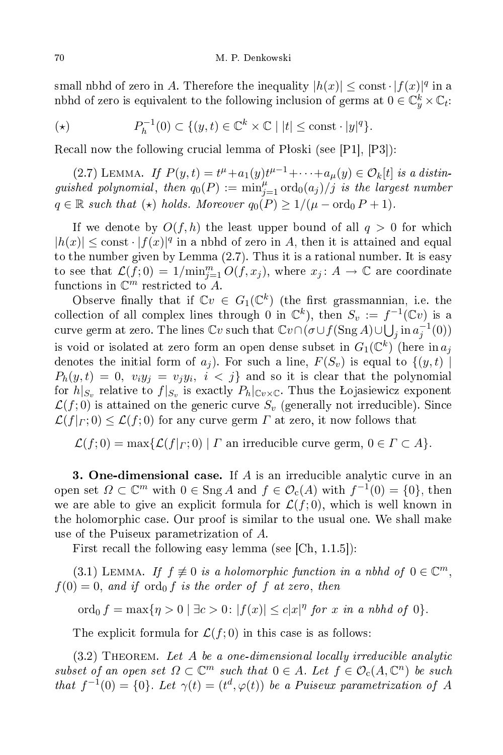small nbhd of zero in $A$. Therefore the inequality $|h(x)| \leq \text{const} \cdot |f(x)|^q$ in a nbhd of zero is equivalent to the following inclusion of germs at $0 \in \mathbb{C}^k_y \times \mathbb{C}_t$:

$$(\star) \qquad P_h^{-1}(0) \subset \{(y,t) \in \mathbb{C}^k \times \mathbb{C} \mid |t| \leq \text{const} \cdot |y|^q\}.$$

Recall now the following crucial lemma of Płoski (see [P1], [P3]):

(2.7) Lemma. *If $P(y,t) = t^\mu + a_1(y)t^{\mu-1} + \cdots + a_\mu(y) \in \mathcal{O}_k[t]$ is a distinguished polynomial, then $q_0(P) := \min_{j=1}^{\mu} \operatorname{ord}_0(a_j)/j$ is the largest number $q \in \mathbb{R}$ such that $(\star)$ holds. Moreover $q_0(P) \geq 1/(\mu - \operatorname{ord}_0 P + 1)$.*

If we denote by $O(f,h)$ the least upper bound of all $q > 0$ for which $|h(x)| \leq \text{const} \cdot |f(x)|^q$ in a nbhd of zero in $A$, then it is attained and equal to the number given by Lemma (2.7). Thus it is a rational number. It is easy to see that $\mathcal{L}(f;0) = 1/\min_{j=1}^{m} O(f, x_j)$, where $x_j \colon A \to \mathbb{C}$ are coordinate functions in $\mathbb{C}^m$ restricted to $A$.

Observe finally that if $\mathbb{C}v \in G_1(\mathbb{C}^k)$ (the first grassmannian, i.e. the collection of all complex lines through 0 in $\mathbb{C}^k$), then $S_v := f^{-1}(\mathbb{C}v)$ is a curve germ at zero. The lines $\mathbb{C}v$ such that $\mathbb{C}v \cap (\sigma \cup f(\operatorname{Sng} A) \cup \bigcup_j \operatorname{in} a_j^{-1}(0))$ is void or isolated at zero form an open dense subset in $G_1(\mathbb{C}^k)$ (here $\operatorname{in} a_j$ denotes the initial form of $a_j$). For such a line, $F(S_v)$ is equal to $\{(y,t) \mid P_h(y,t) = 0,\ v_i y_j = v_j y_i,\ i < j\}$ and so it is clear that the polynomial for $h|_{S_v}$ relative to $f|_{S_v}$ is exactly $P_h|_{\mathbb{C}v \times \mathbb{C}}$. Thus the Łojasiewicz exponent $\mathcal{L}(f;0)$ is attained on the generic curve $S_v$ (generally not irreducible). Since $\mathcal{L}(f|_\Gamma;0) \leq \mathcal{L}(f;0)$ for any curve germ $\Gamma$ at zero, it now follows that

$$\mathcal{L}(f;0) = \max\{\mathcal{L}(f|_\Gamma;0) \mid \Gamma \text{ an irreducible curve germ}, 0 \in \Gamma \subset A\}.$$

## 3. One-dimensional case.

If $A$ is an irreducible analytic curve in an open set $\Omega \subset \mathbb{C}^m$ with $0 \in \operatorname{Sng} A$ and $f \in \mathcal{O}_c(A)$ with $f^{-1}(0) = \{0\}$, then we are able to give an explicit formula for $\mathcal{L}(f;0)$, which is well known in the holomorphic case. Our proof is similar to the usual one. We shall make use of the Puiseux parametrization of $A$.

First recall the following easy lemma (see [Ch, 1.1.5]):

(3.1) Lemma. *If $f \not\equiv 0$ is a holomorphic function in a nbhd of $0 \in \mathbb{C}^m$, $f(0) = 0$, and if $\operatorname{ord}_0 f$ is the order of $f$ at zero, then*

$$\operatorname{ord}_0 f = \max\{\eta > 0 \mid \exists c > 0 \colon |f(x)| \leq c|x|^\eta \text{ for } x \text{ in a nbhd of } 0\}.$$

The explicit formula for $\mathcal{L}(f;0)$ in this case is as follows:

(3.2) Theorem. *Let $A$ be a one-dimensional locally irreducible analytic subset of an open set $\Omega \subset \mathbb{C}^m$ such that $0 \in A$. Let $f \in \mathcal{O}_c(A, \mathbb{C}^n)$ be such that $f^{-1}(0) = \{0\}$. Let $\gamma(t) = (t^d, \varphi(t))$ be a Puiseux parametrization of $A$*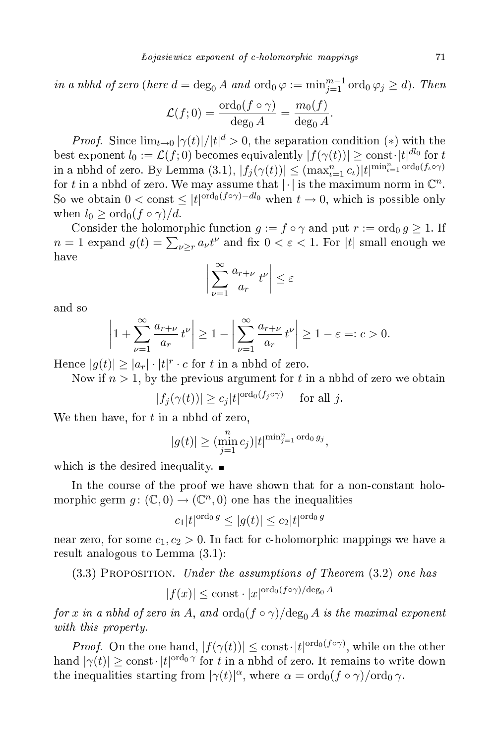*in a nbhd of zero* (*here* $d = \deg_0 A$ *and* $\operatorname{ord}_0 \varphi := \min_{j=1}^{m-1} \operatorname{ord}_0 \varphi_j \geq d$). *Then*

$$\mathcal{L}(f;0) = \frac{\operatorname{ord}_0(f\circ\gamma)}{\deg_0 A} = \frac{m_0(f)}{\deg_0 A}.$$

*Proof.* Since $\lim_{t\to 0} |\gamma(t)|/|t|^d > 0$, the separation condition $(*)$ with the best exponent $l_0 := \mathcal{L}(f;0)$ becomes equivalently $|f(\gamma(t))| \geq \text{const}\cdot |t|^{dl_0}$ for $t$ in a nbhd of zero. By Lemma (3.1), $|f_j(\gamma(t))| \leq (\max_{\iota=1}^n c_\iota)|t|^{\min_{\iota=1}^n \operatorname{ord}_0(f_\iota\circ\gamma)}$ for $t$ in a nbhd of zero. We may assume that $|\cdot|$ is the maximum norm in $\mathbb{C}^n$. So we obtain $0 < \text{const} \leq |t|^{\operatorname{ord}_0(f\circ\gamma) - dl_0}$ when $t\to 0$, which is possible only when $l_0 \geq \operatorname{ord}_0(f\circ\gamma)/d$.

Consider the holomorphic function $g := f\circ\gamma$ and put $r := \operatorname{ord}_0 g \geq 1$. If $n = 1$ expand $g(t) = \sum_{\nu\geq r} a_\nu t^\nu$ and fix $0 < \varepsilon < 1$. For $|t|$ small enough we have

$$\left|\sum_{\nu=1}^{\infty} \frac{a_{r+\nu}}{a_r}\, t^\nu\right| \leq \varepsilon$$

and so

$$\left|1 + \sum_{\nu=1}^{\infty} \frac{a_{r+\nu}}{a_r}\, t^\nu\right| \geq 1 - \left|\sum_{\nu=1}^{\infty} \frac{a_{r+\nu}}{a_r}\, t^\nu\right| \geq 1 - \varepsilon =: c > 0.$$

Hence $|g(t)| \geq |a_r|\cdot|t|^r\cdot c$ for $t$ in a nbhd of zero.

Now if $n > 1$, by the previous argument for $t$ in a nbhd of zero we obtain

$$|f_j(\gamma(t))| \geq c_j |t|^{\operatorname{ord}_0(f_j\circ\gamma)} \quad \text{ for all } j.$$

We then have, for $t$ in a nbhd of zero,

$$|g(t)| \geq (\min_{j=1}^{n} c_j)|t|^{\min_{j=1}^n \operatorname{ord}_0 g_j},$$

which is the desired inequality. ∎

In the course of the proof we have shown that for a non-constant holomorphic germ $g\colon (\mathbb{C},0)\to(\mathbb{C}^n,0)$ one has the inequalities

$$c_1|t|^{\operatorname{ord}_0 g} \leq |g(t)| \leq c_2|t|^{\operatorname{ord}_0 g}$$

near zero, for some $c_1, c_2 > 0$. In fact for c-holomorphic mappings we have a result analogous to Lemma (3.1):

(3.3) Proposition. *Under the assumptions of Theorem* (3.2) *one has*

$$|f(x)| \leq \text{const}\cdot|x|^{\operatorname{ord}_0(f\circ\gamma)/\deg_0 A}$$

*for $x$ in a nbhd of zero in $A$, and $\operatorname{ord}_0(f\circ\gamma)/\deg_0 A$ is the maximal exponent with this property.*

*Proof.* On the one hand, $|f(\gamma(t))| \leq \text{const}\cdot|t|^{\operatorname{ord}_0(f\circ\gamma)}$, while on the other hand $|\gamma(t)| \geq \text{const}\cdot|t|^{\operatorname{ord}_0\gamma}$ for $t$ in a nbhd of zero. It remains to write down the inequalities starting from $|\gamma(t)|^\alpha$, where $\alpha = \operatorname{ord}_0(f\circ\gamma)/\operatorname{ord}_0\gamma$.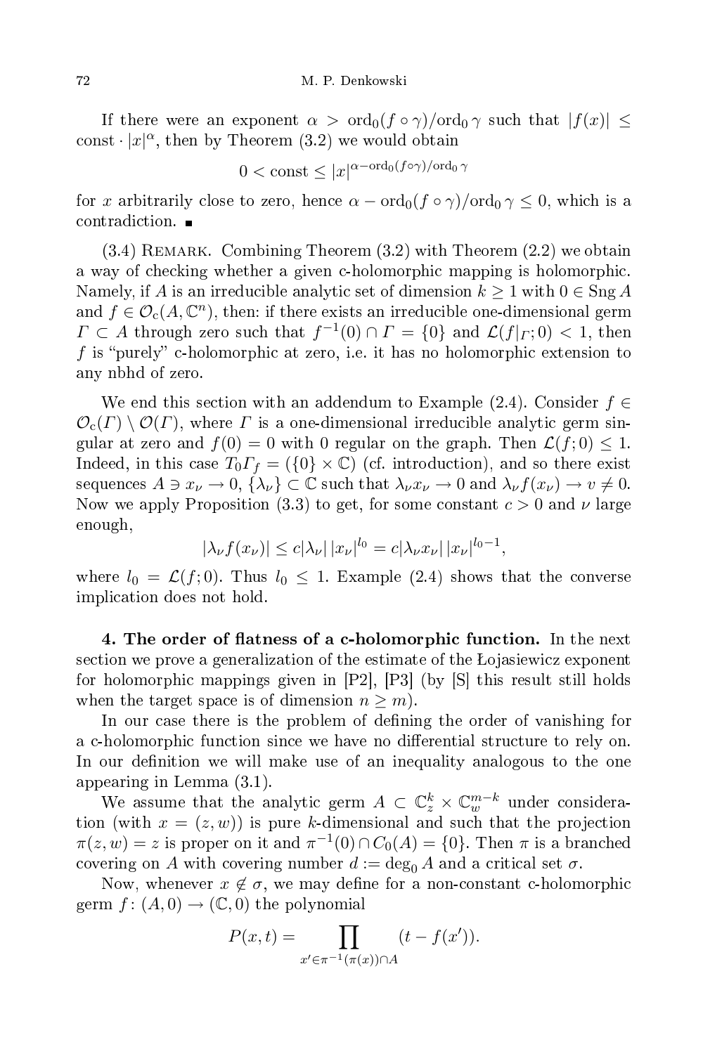If there were an exponent $\alpha > \mathrm{ord}_0(f \circ \gamma)/\mathrm{ord}_0 \gamma$ such that $|f(x)| \leq \mathrm{const} \cdot |x|^\alpha$, then by Theorem (3.2) we would obtain

$$0 < \mathrm{const} \leq |x|^{\alpha - \mathrm{ord}_0(f\circ\gamma)/\mathrm{ord}_0 \gamma}$$

for $x$ arbitrarily close to zero, hence $\alpha - \mathrm{ord}_0(f \circ \gamma)/\mathrm{ord}_0 \gamma \leq 0$, which is a contradiction. ■

(3.4) Remark. Combining Theorem (3.2) with Theorem (2.2) we obtain a way of checking whether a given c-holomorphic mapping is holomorphic. Namely, if $A$ is an irreducible analytic set of dimension $k \geq 1$ with $0 \in \mathrm{Sng}\, A$ and $f \in \mathcal{O}_c(A, \mathbb{C}^n)$, then: if there exists an irreducible one-dimensional germ $\Gamma \subset A$ through zero such that $f^{-1}(0) \cap \Gamma = \{0\}$ and $\mathcal{L}(f|_\Gamma; 0) < 1$, then $f$ is "purely" c-holomorphic at zero, i.e. it has no holomorphic extension to any nbhd of zero.

We end this section with an addendum to Example (2.4). Consider $f \in \mathcal{O}_c(\Gamma) \setminus \mathcal{O}(\Gamma)$, where $\Gamma$ is a one-dimensional irreducible analytic germ singular at zero and $f(0) = 0$ with 0 regular on the graph. Then $\mathcal{L}(f; 0) \leq 1$. Indeed, in this case $T_0\Gamma_f = (\{0\} \times \mathbb{C})$ (cf. introduction), and so there exist sequences $A \ni x_\nu \to 0$, $\{\lambda_\nu\} \subset \mathbb{C}$ such that $\lambda_\nu x_\nu \to 0$ and $\lambda_\nu f(x_\nu) \to v \neq 0$. Now we apply Proposition (3.3) to get, for some constant $c > 0$ and $\nu$ large enough,

$$|\lambda_\nu f(x_\nu)| \leq c|\lambda_\nu|\,|x_\nu|^{l_0} = c|\lambda_\nu x_\nu|\,|x_\nu|^{l_0 - 1},$$

where $l_0 = \mathcal{L}(f; 0)$. Thus $l_0 \leq 1$. Example (2.4) shows that the converse implication does not hold.

**4. The order of flatness of a c-holomorphic function.** In the next section we prove a generalization of the estimate of the Łojasiewicz exponent for holomorphic mappings given in [P2], [P3] (by [S] this result still holds when the target space is of dimension $n \geq m$).

In our case there is the problem of defining the order of vanishing for a c-holomorphic function since we have no differential structure to rely on. In our definition we will make use of an inequality analogous to the one appearing in Lemma (3.1).

We assume that the analytic germ $A \subset \mathbb{C}_z^k \times \mathbb{C}_w^{m-k}$ under consideration (with $x = (z, w)$) is pure $k$-dimensional and such that the projection $\pi(z, w) = z$ is proper on it and $\pi^{-1}(0) \cap C_0(A) = \{0\}$. Then $\pi$ is a branched covering on $A$ with covering number $d := \deg_0 A$ and a critical set $\sigma$.

Now, whenever $x \notin \sigma$, we may define for a non-constant c-holomorphic germ $f\colon (A, 0) \to (\mathbb{C}, 0)$ the polynomial

$$P(x, t) = \prod_{x' \in \pi^{-1}(\pi(x)) \cap A} (t - f(x')).$$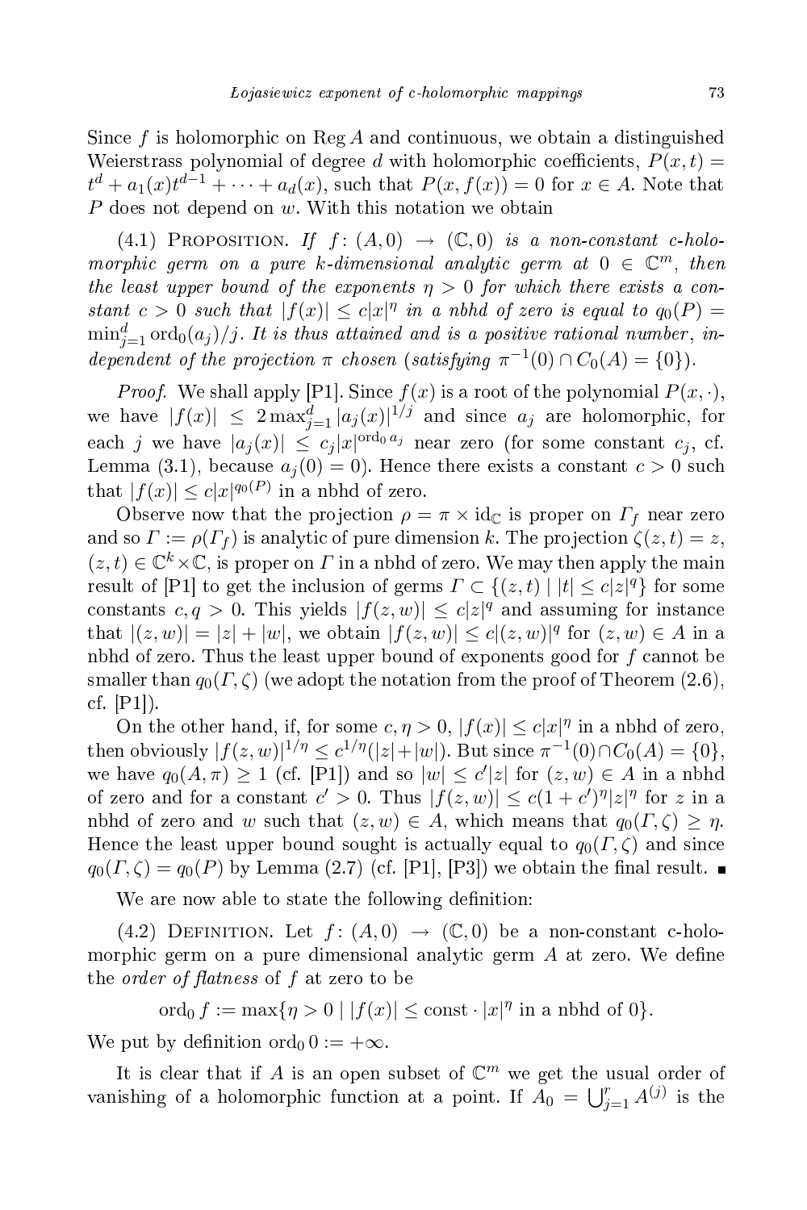Since $f$ is holomorphic on $\operatorname{Reg} A$ and continuous, we obtain a distinguished Weierstrass polynomial of degree $d$ with holomorphic coefficients, $P(x,t) = t^d + a_1(x)t^{d-1} + \cdots + a_d(x)$, such that $P(x, f(x)) = 0$ for $x \in A$. Note that $P$ does not depend on $w$. With this notation we obtain

(4.1) Proposition. *If $f\colon (A,0) \to (\mathbb{C},0)$ is a non-constant c-holomorphic germ on a pure $k$-dimensional analytic germ at $0 \in \mathbb{C}^m$, then the least upper bound of the exponents $\eta > 0$ for which there exists a constant $c > 0$ such that $|f(x)| \le c|x|^\eta$ in a nbhd of zero is equal to $q_0(P) = \min_{j=1}^d \operatorname{ord}_0(a_j)/j$. It is thus attained and is a positive rational number, independent of the projection $\pi$ chosen (satisfying $\pi^{-1}(0) \cap C_0(A) = \{0\}$).*

*Proof.* We shall apply [P1]. Since $f(x)$ is a root of the polynomial $P(x,\cdot)$, we have $|f(x)| \le 2\max_{j=1}^d |a_j(x)|^{1/j}$ and since $a_j$ are holomorphic, for each $j$ we have $|a_j(x)| \le c_j|x|^{\operatorname{ord}_0 a_j}$ near zero (for some constant $c_j$, cf. Lemma (3.1), because $a_j(0) = 0$). Hence there exists a constant $c > 0$ such that $|f(x)| \le c|x|^{q_0(P)}$ in a nbhd of zero.

Observe now that the projection $\rho = \pi \times \mathrm{id}_{\mathbb{C}}$ is proper on $\Gamma_f$ near zero and so $\Gamma := \rho(\Gamma_f)$ is analytic of pure dimension $k$. The projection $\zeta(z,t) = z$, $(z,t) \in \mathbb{C}^k \times \mathbb{C}$, is proper on $\Gamma$ in a nbhd of zero. We may then apply the main result of [P1] to get the inclusion of germs $\Gamma \subset \{(z,t) \mid |t| \le c|z|^q\}$ for some constants $c, q > 0$. This yields $|f(z,w)| \le c|z|^q$ and assuming for instance that $|(z,w)| = |z| + |w|$, we obtain $|f(z,w)| \le c|(z,w)|^q$ for $(z,w) \in A$ in a nbhd of zero. Thus the least upper bound of exponents good for $f$ cannot be smaller than $q_0(\Gamma,\zeta)$ (we adopt the notation from the proof of Theorem (2.6), cf. [P1]).

On the other hand, if, for some $c, \eta > 0$, $|f(x)| \le c|x|^\eta$ in a nbhd of zero, then obviously $|f(z,w)|^{1/\eta} \le c^{1/\eta}(|z| + |w|)$. But since $\pi^{-1}(0) \cap C_0(A) = \{0\}$, we have $q_0(A,\pi) \ge 1$ (cf. [P1]) and so $|w| \le c'|z|$ for $(z,w) \in A$ in a nbhd of zero and for a constant $c' > 0$. Thus $|f(z,w)| \le c(1+c')^\eta |z|^\eta$ for $z$ in a nbhd of zero and $w$ such that $(z,w) \in A$, which means that $q_0(\Gamma,\zeta) \ge \eta$. Hence the least upper bound sought is actually equal to $q_0(\Gamma,\zeta)$ and since $q_0(\Gamma,\zeta) = q_0(P)$ by Lemma (2.7) (cf. [P1], [P3]) we obtain the final result. ∎

We are now able to state the following definition:

(4.2) Definition. Let $f\colon (A,0) \to (\mathbb{C},0)$ be a non-constant c-holomorphic germ on a pure dimensional analytic germ $A$ at zero. We define the *order of flatness* of $f$ at zero to be

$$\operatorname{ord}_0 f := \max\{\eta > 0 \mid |f(x)| \le \mathrm{const} \cdot |x|^\eta \text{ in a nbhd of } 0\}.$$

We put by definition $\operatorname{ord}_0 0 := +\infty$.

It is clear that if $A$ is an open subset of $\mathbb{C}^m$ we get the usual order of vanishing of a holomorphic function at a point. If $A_0 = \bigcup_{j=1}^r A^{(j)}$ is the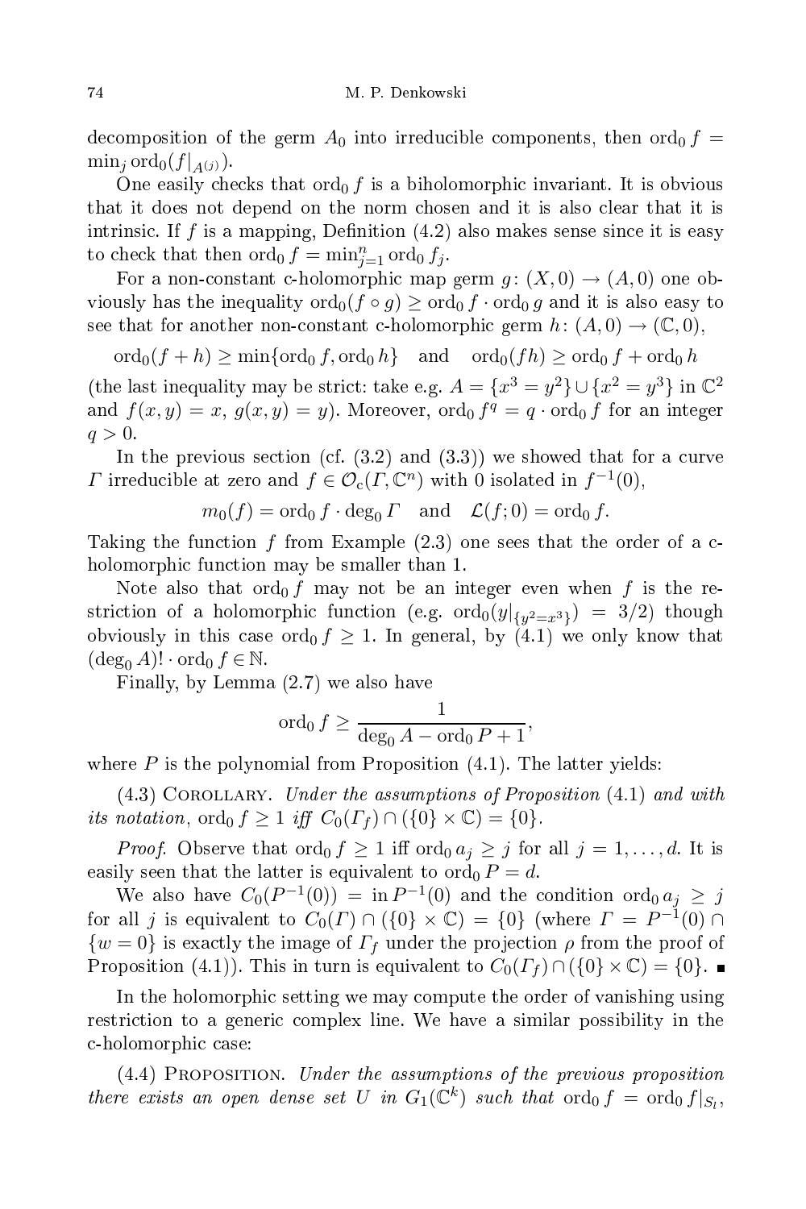decomposition of the germ $A_0$ into irreducible components, then $\operatorname{ord}_0 f = \min_j \operatorname{ord}_0(f|_{A^{(j)}})$.

One easily checks that $\operatorname{ord}_0 f$ is a biholomorphic invariant. It is obvious that it does not depend on the norm chosen and it is also clear that it is intrinsic. If $f$ is a mapping, Definition (4.2) also makes sense since it is easy to check that then $\operatorname{ord}_0 f = \min_{j=1}^n \operatorname{ord}_0 f_j$.

For a non-constant c-holomorphic map germ $g\colon (X,0) \to (A,0)$ one obviously has the inequality $\operatorname{ord}_0(f\circ g) \geq \operatorname{ord}_0 f \cdot \operatorname{ord}_0 g$ and it is also easy to see that for another non-constant c-holomorphic germ $h\colon (A,0)\to(\mathbb{C},0)$,

$$\operatorname{ord}_0(f+h) \geq \min\{\operatorname{ord}_0 f, \operatorname{ord}_0 h\} \quad \text{and} \quad \operatorname{ord}_0(fh) \geq \operatorname{ord}_0 f + \operatorname{ord}_0 h$$

(the last inequality may be strict: take e.g. $A = \{x^3 = y^2\} \cup \{x^2 = y^3\}$ in $\mathbb{C}^2$ and $f(x,y) = x$, $g(x,y) = y$). Moreover, $\operatorname{ord}_0 f^q = q \cdot \operatorname{ord}_0 f$ for an integer $q > 0$.

In the previous section (cf. (3.2) and (3.3)) we showed that for a curve $\Gamma$ irreducible at zero and $f \in \mathcal{O}_c(\Gamma, \mathbb{C}^n)$ with 0 isolated in $f^{-1}(0)$,

$$m_0(f) = \operatorname{ord}_0 f \cdot \deg_0 \Gamma \quad \text{and} \quad \mathcal{L}(f;0) = \operatorname{ord}_0 f.$$

Taking the function $f$ from Example (2.3) one sees that the order of a c-holomorphic function may be smaller than 1.

Note also that $\operatorname{ord}_0 f$ may not be an integer even when $f$ is the restriction of a holomorphic function (e.g. $\operatorname{ord}_0(y|_{\{y^2=x^3\}}) = 3/2$) though obviously in this case $\operatorname{ord}_0 f \geq 1$. In general, by (4.1) we only know that $(\deg_0 A)! \cdot \operatorname{ord}_0 f \in \mathbb{N}$.

Finally, by Lemma (2.7) we also have

$$\operatorname{ord}_0 f \geq \frac{1}{\deg_0 A - \operatorname{ord}_0 P + 1},$$

where $P$ is the polynomial from Proposition (4.1). The latter yields:

(4.3) Corollary. *Under the assumptions of Proposition* (4.1) *and with its notation*, $\operatorname{ord}_0 f \geq 1$ *iff* $C_0(\Gamma_f) \cap (\{0\}\times\mathbb{C}) = \{0\}$.

*Proof.* Observe that $\operatorname{ord}_0 f \geq 1$ iff $\operatorname{ord}_0 a_j \geq j$ for all $j = 1,\ldots,d$. It is easily seen that the latter is equivalent to $\operatorname{ord}_0 P = d$.

We also have $C_0(P^{-1}(0)) = \operatorname{in} P^{-1}(0)$ and the condition $\operatorname{ord}_0 a_j \geq j$ for all $j$ is equivalent to $C_0(\Gamma) \cap (\{0\}\times\mathbb{C}) = \{0\}$ (where $\Gamma = P^{-1}(0) \cap \{w = 0\}$ is exactly the image of $\Gamma_f$ under the projection $\rho$ from the proof of Proposition (4.1)). This in turn is equivalent to $C_0(\Gamma_f) \cap (\{0\}\times\mathbb{C}) = \{0\}$. ∎

In the holomorphic setting we may compute the order of vanishing using restriction to a generic complex line. We have a similar possibility in the c-holomorphic case:

(4.4) Proposition. *Under the assumptions of the previous proposition there exists an open dense set $U$ in $G_1(\mathbb{C}^k)$ such that* $\operatorname{ord}_0 f = \operatorname{ord}_0 f|_{S_l}$,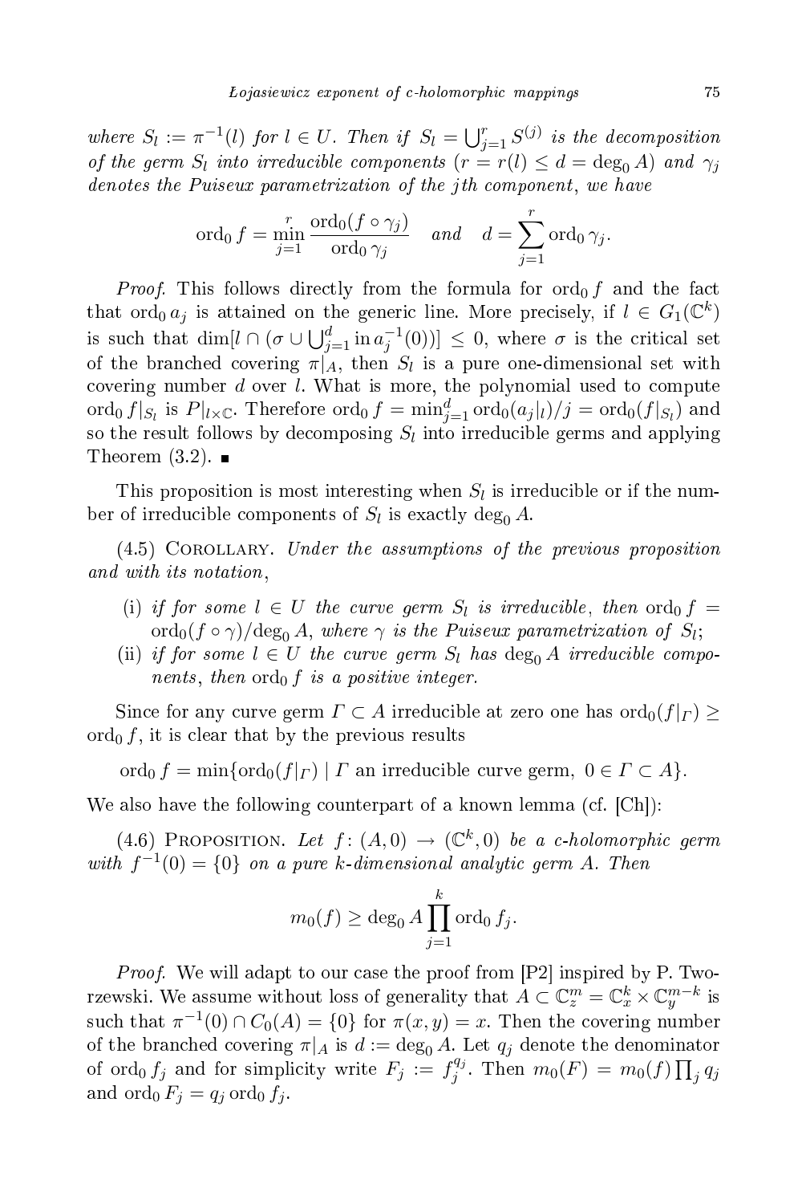*where* $S_l := \pi^{-1}(l)$ *for* $l \in U$. *Then if* $S_l = \bigcup_{j=1}^{r} S^{(j)}$ *is the decomposition of the germ* $S_l$ *into irreducible components* ($r = r(l) \leq d = \deg_0 A$) *and* $\gamma_j$ *denotes the Puiseux parametrization of the jth component*, *we have*

$$\operatorname{ord}_0 f = \min_{j=1}^{r} \frac{\operatorname{ord}_0(f \circ \gamma_j)}{\operatorname{ord}_0 \gamma_j} \quad \textit{and} \quad d = \sum_{j=1}^{r} \operatorname{ord}_0 \gamma_j.$$

*Proof.* This follows directly from the formula for $\operatorname{ord}_0 f$ and the fact that $\operatorname{ord}_0 a_j$ is attained on the generic line. More precisely, if $l \in G_1(\mathbb{C}^k)$ is such that $\dim[l \cap (\sigma \cup \bigcup_{j=1}^{d} \operatorname{in} a_j^{-1}(0))] \leq 0$, where $\sigma$ is the critical set of the branched covering $\pi|_A$, then $S_l$ is a pure one-dimensional set with covering number $d$ over $l$. What is more, the polynomial used to compute $\operatorname{ord}_0 f|_{S_l}$ is $P|_{l\times\mathbb{C}}$. Therefore $\operatorname{ord}_0 f = \min_{j=1}^{d} \operatorname{ord}_0(a_j|_l)/j = \operatorname{ord}_0(f|_{S_l})$ and so the result follows by decomposing $S_l$ into irreducible germs and applying Theorem (3.2). ∎

This proposition is most interesting when $S_l$ is irreducible or if the number of irreducible components of $S_l$ is exactly $\deg_0 A$.

(4.5) Corollary. *Under the assumptions of the previous proposition and with its notation*,

- (i) *if for some* $l \in U$ *the curve germ* $S_l$ *is irreducible*, *then* $\operatorname{ord}_0 f = \operatorname{ord}_0(f \circ \gamma)/\deg_0 A$, *where* $\gamma$ *is the Puiseux parametrization of* $S_l$;
- (ii) *if for some* $l \in U$ *the curve germ* $S_l$ *has* $\deg_0 A$ *irreducible components*, *then* $\operatorname{ord}_0 f$ *is a positive integer.*

Since for any curve germ $\Gamma \subset A$ irreducible at zero one has $\operatorname{ord}_0(f|_\Gamma) \geq \operatorname{ord}_0 f$, it is clear that by the previous results

$$\operatorname{ord}_0 f = \min\{\operatorname{ord}_0(f|_\Gamma) \mid \Gamma \text{ an irreducible curve germ, } 0 \in \Gamma \subset A\}.$$

We also have the following counterpart of a known lemma (cf. [Ch]):

(4.6) Proposition. *Let* $f\colon (A, 0) \to (\mathbb{C}^k, 0)$ *be a c-holomorphic germ with* $f^{-1}(0) = \{0\}$ *on a pure k-dimensional analytic germ* $A$. *Then*

$$m_0(f) \geq \deg_0 A \prod_{j=1}^{k} \operatorname{ord}_0 f_j.$$

*Proof.* We will adapt to our case the proof from [P2] inspired by P. Tworzewski. We assume without loss of generality that $A \subset \mathbb{C}_z^m = \mathbb{C}_x^k \times \mathbb{C}_y^{m-k}$ is such that $\pi^{-1}(0) \cap C_0(A) = \{0\}$ for $\pi(x, y) = x$. Then the covering number of the branched covering $\pi|_A$ is $d := \deg_0 A$. Let $q_j$ denote the denominator of $\operatorname{ord}_0 f_j$ and for simplicity write $F_j := f_j^{q_j}$. Then $m_0(F) = m_0(f) \prod_j q_j$ and $\operatorname{ord}_0 F_j = q_j \operatorname{ord}_0 f_j$.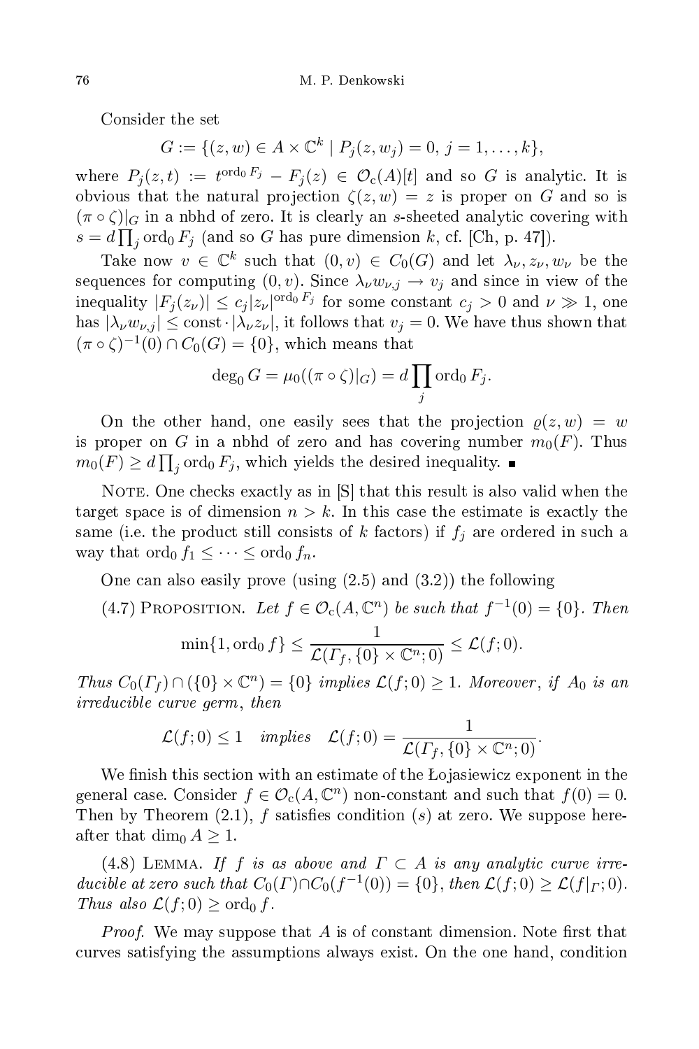Consider the set

$$G := \{(z, w) \in A \times \mathbb{C}^k \mid P_j(z, w_j) = 0,\ j = 1, \ldots, k\},$$

where $P_j(z,t) := t^{\operatorname{ord}_0 F_j} - F_j(z) \in \mathcal{O}_c(A)[t]$ and so $G$ is analytic. It is obvious that the natural projection $\zeta(z,w) = z$ is proper on $G$ and so is $(\pi \circ \zeta)|_G$ in a nbhd of zero. It is clearly an $s$-sheeted analytic covering with $s = d\prod_j \operatorname{ord}_0 F_j$ (and so $G$ has pure dimension $k$, cf. [Ch, p. 47]).

Take now $v \in \mathbb{C}^k$ such that $(0, v) \in C_0(G)$ and let $\lambda_\nu, z_\nu, w_\nu$ be the sequences for computing $(0, v)$. Since $\lambda_\nu w_{\nu,j} \to v_j$ and since in view of the inequality $|F_j(z_\nu)| \le c_j |z_\nu|^{\operatorname{ord}_0 F_j}$ for some constant $c_j > 0$ and $\nu \gg 1$, one has $|\lambda_\nu w_{\nu,j}| \le \mathrm{const} \cdot |\lambda_\nu z_\nu|$, it follows that $v_j = 0$. We have thus shown that $(\pi \circ \zeta)^{-1}(0) \cap C_0(G) = \{0\}$, which means that

$$\deg_0 G = \mu_0((\pi\circ\zeta)|_G) = d\prod_j \operatorname{ord}_0 F_j.$$

On the other hand, one easily sees that the projection $\varrho(z,w) = w$ is proper on $G$ in a nbhd of zero and has covering number $m_0(F)$. Thus $m_0(F) \ge d\prod_j \operatorname{ord}_0 F_j$, which yields the desired inequality. ∎

Note. One checks exactly as in [S] that this result is also valid when the target space is of dimension $n > k$. In this case the estimate is exactly the same (i.e. the product still consists of $k$ factors) if $f_j$ are ordered in such a way that $\operatorname{ord}_0 f_1 \le \cdots \le \operatorname{ord}_0 f_n$.

One can also easily prove (using (2.5) and (3.2)) the following

(4.7) Proposition. *Let $f \in \mathcal{O}_c(A, \mathbb{C}^n)$ be such that $f^{-1}(0) = \{0\}$. Then*

$$\min\{1, \operatorname{ord}_0 f\} \le \frac{1}{\mathcal{L}(\Gamma_f, \{0\}\times\mathbb{C}^n; 0)} \le \mathcal{L}(f; 0).$$

*Thus $C_0(\Gamma_f) \cap (\{0\}\times\mathbb{C}^n) = \{0\}$ implies $\mathcal{L}(f;0) \ge 1$. Moreover, if $A_0$ is an irreducible curve germ, then*

$$\mathcal{L}(f;0) \le 1 \quad \textit{implies} \quad \mathcal{L}(f;0) = \frac{1}{\mathcal{L}(\Gamma_f, \{0\}\times\mathbb{C}^n; 0)}.$$

We finish this section with an estimate of the Łojasiewicz exponent in the general case. Consider $f \in \mathcal{O}_c(A, \mathbb{C}^n)$ non-constant and such that $f(0) = 0$. Then by Theorem (2.1), $f$ satisfies condition $(s)$ at zero. We suppose hereafter that $\dim_0 A \ge 1$.

(4.8) Lemma. *If $f$ is as above and $\Gamma \subset A$ is any analytic curve irreducible at zero such that $C_0(\Gamma) \cap C_0(f^{-1}(0)) = \{0\}$, then $\mathcal{L}(f;0) \ge \mathcal{L}(f|_\Gamma; 0)$. Thus also $\mathcal{L}(f;0) \ge \operatorname{ord}_0 f$.*

*Proof.* We may suppose that $A$ is of constant dimension. Note first that curves satisfying the assumptions always exist. On the one hand, condition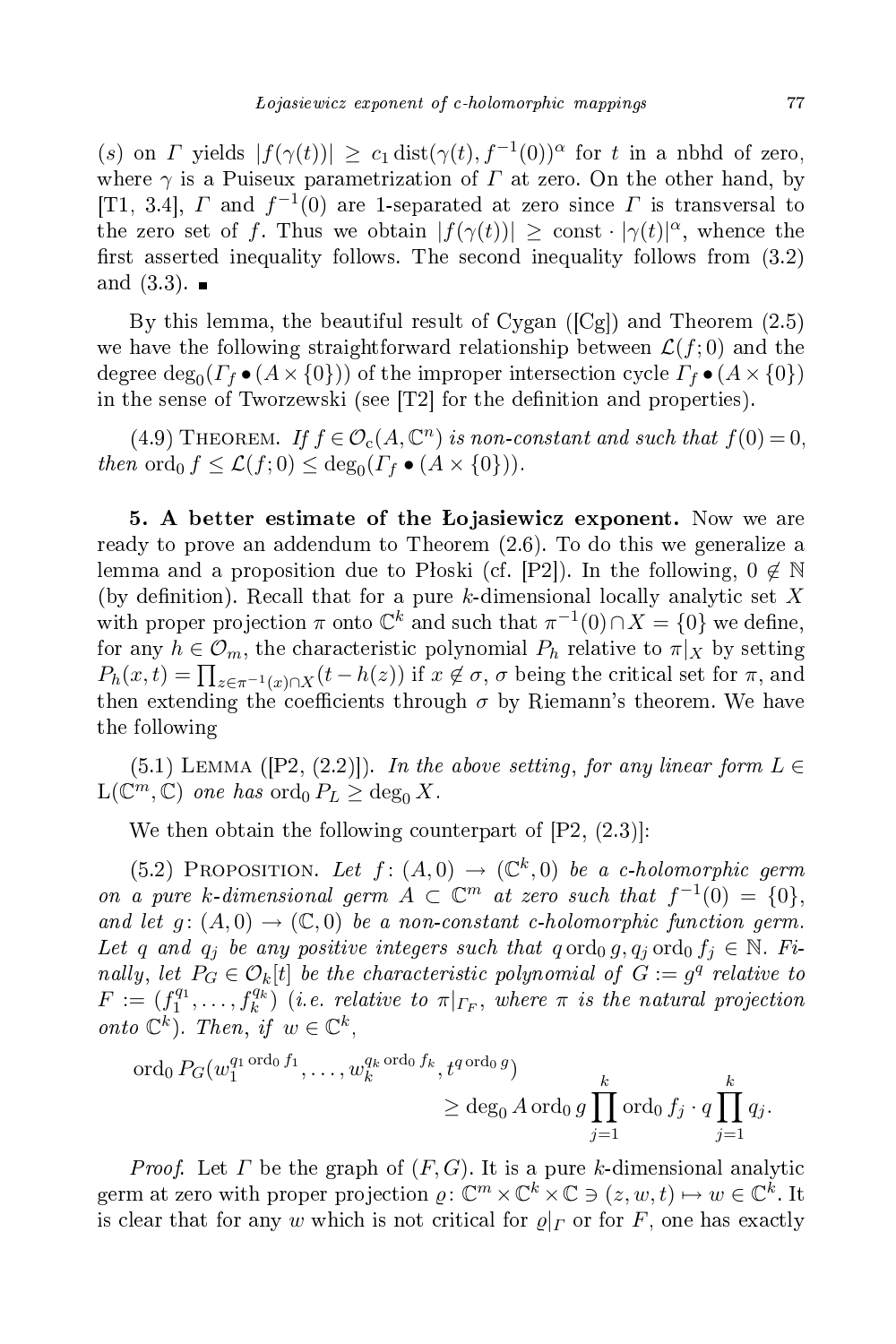(s) on $\Gamma$ yields $|f(\gamma(t))| \geq c_1 \operatorname{dist}(\gamma(t), f^{-1}(0))^\alpha$ for $t$ in a nbhd of zero, where $\gamma$ is a Puiseux parametrization of $\Gamma$ at zero. On the other hand, by [T1, 3.4], $\Gamma$ and $f^{-1}(0)$ are 1-separated at zero since $\Gamma$ is transversal to the zero set of $f$. Thus we obtain $|f(\gamma(t))| \geq \mathrm{const} \cdot |\gamma(t)|^\alpha$, whence the first asserted inequality follows. The second inequality follows from (3.2) and (3.3). ■

By this lemma, the beautiful result of Cygan ([Cg]) and Theorem (2.5) we have the following straightforward relationship between $\mathcal{L}(f;0)$ and the degree $\deg_0(\Gamma_f \bullet (A \times \{0\}))$ of the improper intersection cycle $\Gamma_f \bullet (A \times \{0\})$ in the sense of Tworzewski (see [T2] for the definition and properties).

(4.9) Theorem. *If $f \in \mathcal{O}_{\mathrm{c}}(A, \mathbb{C}^n)$ is non-constant and such that $f(0) = 0$, then* $\operatorname{ord}_0 f \leq \mathcal{L}(f;0) \leq \deg_0(\Gamma_f \bullet (A \times \{0\}))$.

**5. A better estimate of the Łojasiewicz exponent.** Now we are ready to prove an addendum to Theorem (2.6). To do this we generalize a lemma and a proposition due to Płoski (cf. [P2]). In the following, $0 \notin \mathbb{N}$ (by definition). Recall that for a pure $k$-dimensional locally analytic set $X$ with proper projection $\pi$ onto $\mathbb{C}^k$ and such that $\pi^{-1}(0) \cap X = \{0\}$ we define, for any $h \in \mathcal{O}_m$, the characteristic polynomial $P_h$ relative to $\pi|_X$ by setting $P_h(x,t) = \prod_{z \in \pi^{-1}(x) \cap X}(t - h(z))$ if $x \notin \sigma$, $\sigma$ being the critical set for $\pi$, and then extending the coefficients through $\sigma$ by Riemann's theorem. We have the following

(5.1) Lemma ([P2, (2.2)]). *In the above setting, for any linear form $L \in \mathrm{L}(\mathbb{C}^m, \mathbb{C})$ one has $\operatorname{ord}_0 P_L \geq \deg_0 X$.*

We then obtain the following counterpart of [P2, (2.3)]:

(5.2) Proposition. *Let $f\colon (A,0) \to (\mathbb{C}^k, 0)$ be a c-holomorphic germ on a pure $k$-dimensional germ $A \subset \mathbb{C}^m$ at zero such that $f^{-1}(0) = \{0\}$, and let $g\colon (A,0) \to (\mathbb{C}, 0)$ be a non-constant c-holomorphic function germ. Let $q$ and $q_j$ be any positive integers such that $q \operatorname{ord}_0 g, q_j \operatorname{ord}_0 f_j \in \mathbb{N}$. Finally, let $P_G \in \mathcal{O}_k[t]$ be the characteristic polynomial of $G := g^q$ relative to $F := (f_1^{q_1}, \ldots, f_k^{q_k})$ (i.e. relative to $\pi|_{\Gamma_F}$, where $\pi$ is the natural projection onto $\mathbb{C}^k$). Then, if $w \in \mathbb{C}^k$,*

$$\operatorname{ord}_0 P_G(w_1^{q_1 \operatorname{ord}_0 f_1}, \ldots, w_k^{q_k \operatorname{ord}_0 f_k}, t^{q \operatorname{ord}_0 g}) \geq \deg_0 A \operatorname{ord}_0 g \prod_{j=1}^k \operatorname{ord}_0 f_j \cdot q \prod_{j=1}^k q_j.$$

*Proof.* Let $\Gamma$ be the graph of $(F, G)$. It is a pure $k$-dimensional analytic germ at zero with proper projection $\varrho\colon \mathbb{C}^m \times \mathbb{C}^k \times \mathbb{C} \ni (z,w,t) \mapsto w \in \mathbb{C}^k$. It is clear that for any $w$ which is not critical for $\varrho|_\Gamma$ or for $F$, one has exactly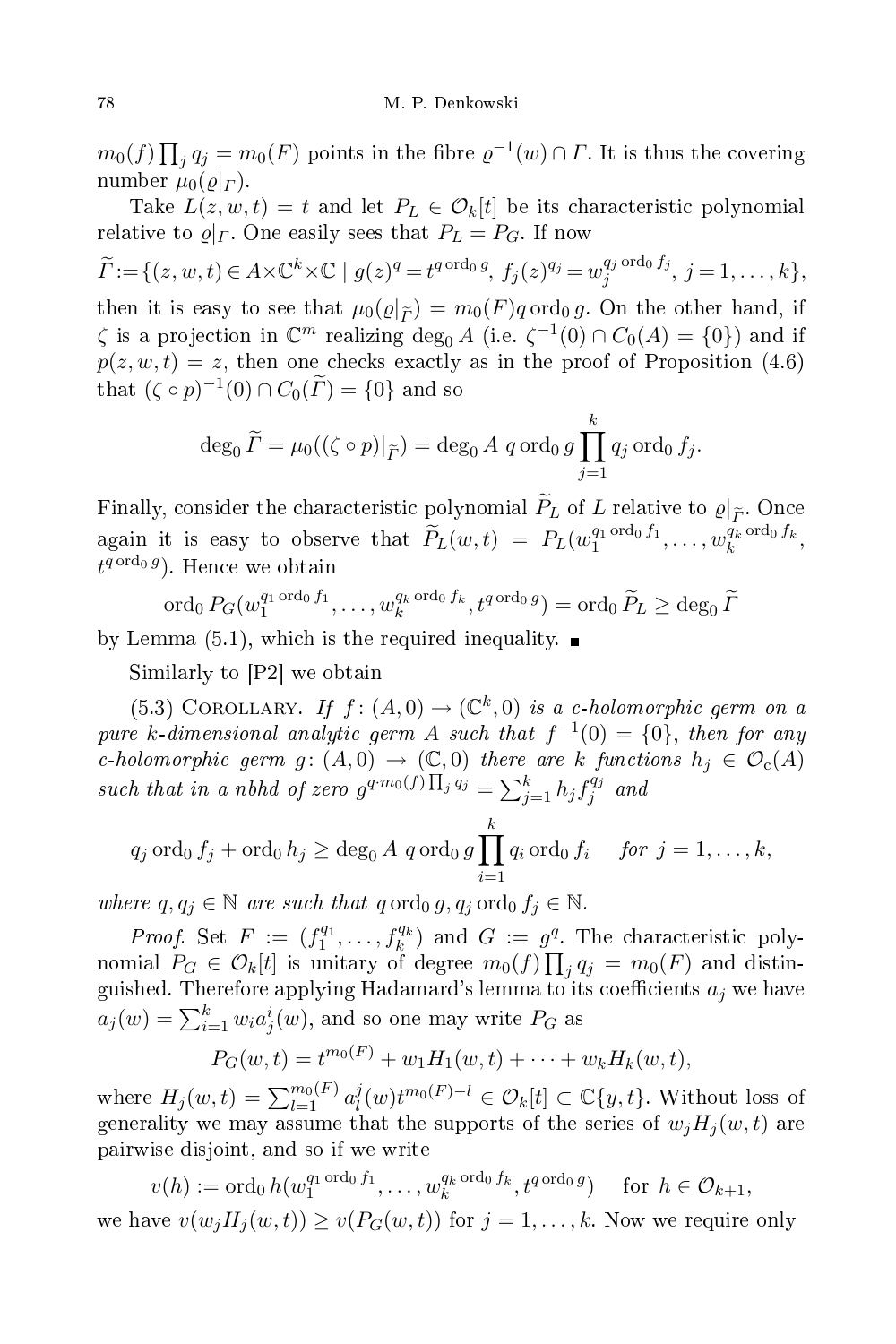$m_0(f)\prod_j q_j = m_0(F)$ points in the fibre $\varrho^{-1}(w)\cap\Gamma$. It is thus the covering number $\mu_0(\varrho|_\Gamma)$.

Take $L(z,w,t)=t$ and let $P_L\in\mathcal{O}_k[t]$ be its characteristic polynomial relative to $\varrho|_\Gamma$. One easily sees that $P_L=P_G$. If now

$$\widetilde{\Gamma}:=\{(z,w,t)\in A\times\mathbb{C}^k\times\mathbb{C}\mid g(z)^q=t^{q\operatorname{ord}_0 g},\ f_j(z)^{q_j}=w_j^{q_j\operatorname{ord}_0 f_j},\ j=1,\dots,k\},$$

then it is easy to see that $\mu_0(\varrho|_{\widetilde{\Gamma}})=m_0(F)q\operatorname{ord}_0 g$. On the other hand, if $\zeta$ is a projection in $\mathbb{C}^m$ realizing $\deg_0 A$ (i.e. $\zeta^{-1}(0)\cap C_0(A)=\{0\}$) and if $p(z,w,t)=z$, then one checks exactly as in the proof of Proposition (4.6) that $(\zeta\circ p)^{-1}(0)\cap C_0(\widetilde{\Gamma})=\{0\}$ and so

$$\deg_0\widetilde{\Gamma}=\mu_0((\zeta\circ p)|_{\widetilde{\Gamma}})=\deg_0 A\ q\operatorname{ord}_0 g\prod_{j=1}^k q_j\operatorname{ord}_0 f_j.$$

Finally, consider the characteristic polynomial $\widetilde{P}_L$ of $L$ relative to $\varrho|_{\widetilde{\Gamma}}$. Once again it is easy to observe that $\widetilde{P}_L(w,t)=P_L(w_1^{q_1\operatorname{ord}_0 f_1},\dots,w_k^{q_k\operatorname{ord}_0 f_k},t^{q\operatorname{ord}_0 g})$. Hence we obtain

$$\operatorname{ord}_0 P_G(w_1^{q_1\operatorname{ord}_0 f_1},\dots,w_k^{q_k\operatorname{ord}_0 f_k},t^{q\operatorname{ord}_0 g})=\operatorname{ord}_0\widetilde{P}_L\ge\deg_0\widetilde{\Gamma}$$

by Lemma (5.1), which is the required inequality. ∎

Similarly to [P2] we obtain

(5.3) Corollary. *If $f\colon(A,0)\to(\mathbb{C}^k,0)$ is a c-holomorphic germ on a pure $k$-dimensional analytic germ $A$ such that $f^{-1}(0)=\{0\}$, then for any c-holomorphic germ $g\colon(A,0)\to(\mathbb{C},0)$ there are $k$ functions $h_j\in\mathcal{O}_c(A)$ such that in a nbhd of zero $g^{q\cdot m_0(f)\prod_j q_j}=\sum_{j=1}^k h_j f_j^{q_j}$ and*

$$q_j\operatorname{ord}_0 f_j+\operatorname{ord}_0 h_j\ge\deg_0 A\ q\operatorname{ord}_0 g\prod_{i=1}^k q_i\operatorname{ord}_0 f_i\quad\text{ for } j=1,\dots,k,$$

*where $q,q_j\in\mathbb{N}$ are such that $q\operatorname{ord}_0 g, q_j\operatorname{ord}_0 f_j\in\mathbb{N}$.*

*Proof.* Set $F:=(f_1^{q_1},\dots,f_k^{q_k})$ and $G:=g^q$. The characteristic polynomial $P_G\in\mathcal{O}_k[t]$ is unitary of degree $m_0(f)\prod_j q_j=m_0(F)$ and distinguished. Therefore applying Hadamard's lemma to its coefficients $a_j$ we have $a_j(w)=\sum_{i=1}^k w_i a_j^i(w)$, and so one may write $P_G$ as

$$P_G(w,t)=t^{m_0(F)}+w_1H_1(w,t)+\dots+w_kH_k(w,t),$$

where $H_j(w,t)=\sum_{l=1}^{m_0(F)}a_l^j(w)t^{m_0(F)-l}\in\mathcal{O}_k[t]\subset\mathbb{C}\{y,t\}$. Without loss of generality we may assume that the supports of the series of $w_jH_j(w,t)$ are pairwise disjoint, and so if we write

$$v(h):=\operatorname{ord}_0 h(w_1^{q_1\operatorname{ord}_0 f_1},\dots,w_k^{q_k\operatorname{ord}_0 f_k},t^{q\operatorname{ord}_0 g})\quad\text{ for } h\in\mathcal{O}_{k+1},$$

we have $v(w_jH_j(w,t))\ge v(P_G(w,t))$ for $j=1,\dots,k$. Now we require only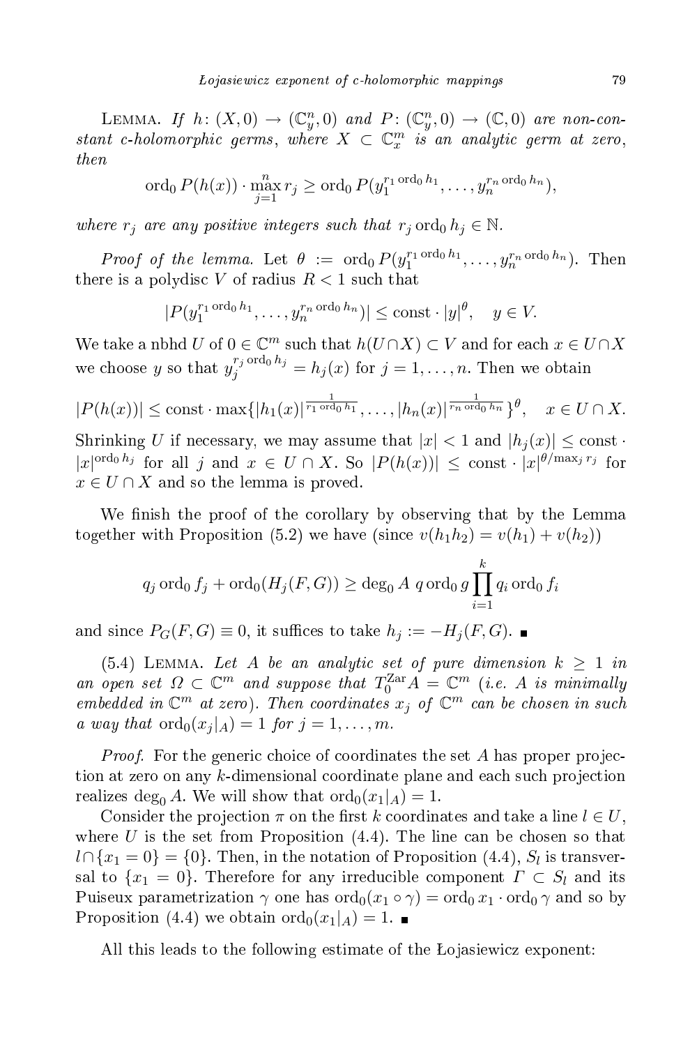Lemma. *If* $h\colon (X,0) \to (\mathbb{C}^n_y, 0)$ *and* $P\colon (\mathbb{C}^n_y, 0) \to (\mathbb{C}, 0)$ *are non-constant c-holomorphic germs, where* $X \subset \mathbb{C}^m_x$ *is an analytic germ at zero, then*

$$\operatorname{ord}_0 P(h(x)) \cdot \max_{j=1}^{n} r_j \geq \operatorname{ord}_0 P(y_1^{r_1 \operatorname{ord}_0 h_1}, \ldots, y_n^{r_n \operatorname{ord}_0 h_n}),$$

*where* $r_j$ *are any positive integers such that* $r_j \operatorname{ord}_0 h_j \in \mathbb{N}$.

*Proof of the lemma.* Let $\theta := \operatorname{ord}_0 P(y_1^{r_1 \operatorname{ord}_0 h_1}, \ldots, y_n^{r_n \operatorname{ord}_0 h_n})$. Then there is a polydisc $V$ of radius $R < 1$ such that

$$|P(y_1^{r_1 \operatorname{ord}_0 h_1}, \ldots, y_n^{r_n \operatorname{ord}_0 h_n})| \leq \operatorname{const} \cdot |y|^{\theta}, \quad y \in V.$$

We take a nbhd $U$ of $0 \in \mathbb{C}^m$ such that $h(U \cap X) \subset V$ and for each $x \in U \cap X$ we choose $y$ so that $y_j^{r_j \operatorname{ord}_0 h_j} = h_j(x)$ for $j = 1, \ldots, n$. Then we obtain

$$|P(h(x))| \leq \operatorname{const} \cdot \max\{|h_1(x)|^{\frac{1}{r_1 \operatorname{ord}_0 h_1}}, \ldots, |h_n(x)|^{\frac{1}{r_n \operatorname{ord}_0 h_n}}\}^{\theta}, \quad x \in U \cap X.$$

Shrinking $U$ if necessary, we may assume that $|x| < 1$ and $|h_j(x)| \leq \operatorname{const} \cdot |x|^{\operatorname{ord}_0 h_j}$ for all $j$ and $x \in U \cap X$. So $|P(h(x))| \leq \operatorname{const} \cdot |x|^{\theta / \max_j r_j}$ for $x \in U \cap X$ and so the lemma is proved.

We finish the proof of the corollary by observing that by the Lemma together with Proposition (5.2) we have (since $v(h_1 h_2) = v(h_1) + v(h_2)$)

$$q_j \operatorname{ord}_0 f_j + \operatorname{ord}_0(H_j(F,G)) \geq \deg_0 A \; q \operatorname{ord}_0 g \prod_{i=1}^{k} q_i \operatorname{ord}_0 f_i$$

and since $P_G(F,G) \equiv 0$, it suffices to take $h_j := -H_j(F,G)$. ∎

(5.4) Lemma. *Let* $A$ *be an analytic set of pure dimension* $k \geq 1$ *in an open set* $\Omega \subset \mathbb{C}^m$ *and suppose that* $T_0^{\mathrm{Zar}} A = \mathbb{C}^m$ *(i.e.* $A$ *is minimally embedded in* $\mathbb{C}^m$ *at zero). Then coordinates* $x_j$ *of* $\mathbb{C}^m$ *can be chosen in such a way that* $\operatorname{ord}_0(x_j|_A) = 1$ *for* $j = 1, \ldots, m$.

*Proof.* For the generic choice of coordinates the set $A$ has proper projection at zero on any $k$-dimensional coordinate plane and each such projection realizes $\deg_0 A$. We will show that $\operatorname{ord}_0(x_1|_A) = 1$.

Consider the projection $\pi$ on the first $k$ coordinates and take a line $l \in U$, where $U$ is the set from Proposition (4.4). The line can be chosen so that $l \cap \{x_1 = 0\} = \{0\}$. Then, in the notation of Proposition (4.4), $S_l$ is transversal to $\{x_1 = 0\}$. Therefore for any irreducible component $\Gamma \subset S_l$ and its Puiseux parametrization $\gamma$ one has $\operatorname{ord}_0(x_1 \circ \gamma) = \operatorname{ord}_0 x_1 \cdot \operatorname{ord}_0 \gamma$ and so by Proposition (4.4) we obtain $\operatorname{ord}_0(x_1|_A) = 1$. ∎

All this leads to the following estimate of the Łojasiewicz exponent: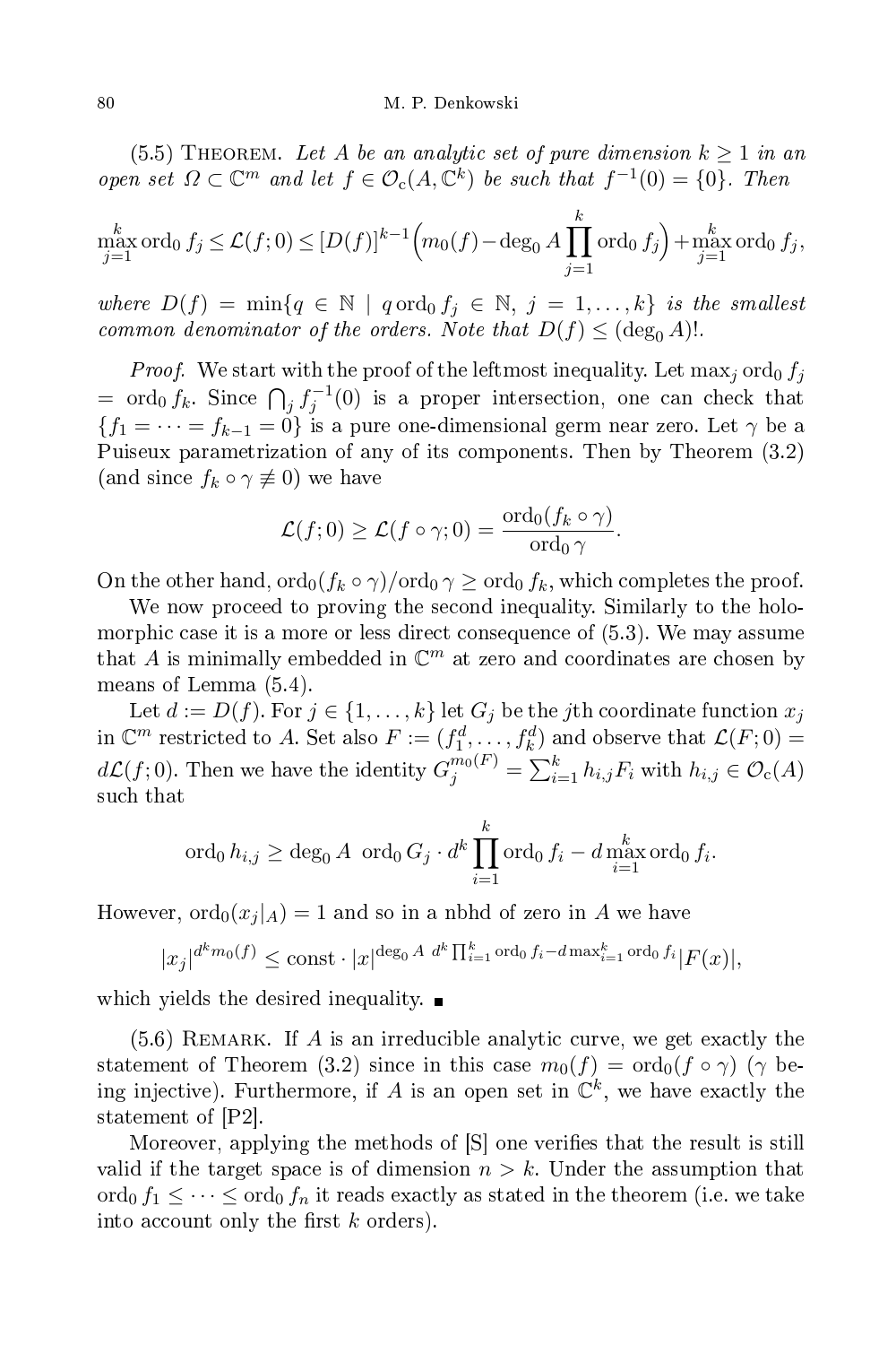(5.5) Theorem. *Let $A$ be an analytic set of pure dimension $k \geq 1$ in an open set $\Omega \subset \mathbb{C}^m$ and let $f \in \mathcal{O}_c(A, \mathbb{C}^k)$ be such that $f^{-1}(0) = \{0\}$. Then*

$$\max_{j=1}^{k} \operatorname{ord}_0 f_j \leq \mathcal{L}(f;0) \leq [D(f)]^{k-1}\Big(m_0(f) - \deg_0 A \prod_{j=1}^{k} \operatorname{ord}_0 f_j\Big) + \max_{j=1}^{k} \operatorname{ord}_0 f_j,$$

*where $D(f) = \min\{q \in \mathbb{N} \mid q \operatorname{ord}_0 f_j \in \mathbb{N},\ j = 1, \dots, k\}$ is the smallest common denominator of the orders. Note that $D(f) \leq (\deg_0 A)!$.*

*Proof.* We start with the proof of the leftmost inequality. Let $\max_j \operatorname{ord}_0 f_j = \operatorname{ord}_0 f_k$. Since $\bigcap_j f_j^{-1}(0)$ is a proper intersection, one can check that $\{f_1 = \dots = f_{k-1} = 0\}$ is a pure one-dimensional germ near zero. Let $\gamma$ be a Puiseux parametrization of any of its components. Then by Theorem (3.2) (and since $f_k \circ \gamma \not\equiv 0$) we have

$$\mathcal{L}(f;0) \geq \mathcal{L}(f \circ \gamma; 0) = \frac{\operatorname{ord}_0(f_k \circ \gamma)}{\operatorname{ord}_0 \gamma}.$$

On the other hand, $\operatorname{ord}_0(f_k \circ \gamma)/\operatorname{ord}_0 \gamma \geq \operatorname{ord}_0 f_k$, which completes the proof.

We now proceed to proving the second inequality. Similarly to the holomorphic case it is a more or less direct consequence of (5.3). We may assume that $A$ is minimally embedded in $\mathbb{C}^m$ at zero and coordinates are chosen by means of Lemma (5.4).

Let $d := D(f)$. For $j \in \{1, \dots, k\}$ let $G_j$ be the $j$th coordinate function $x_j$ in $\mathbb{C}^m$ restricted to $A$. Set also $F := (f_1^d, \dots, f_k^d)$ and observe that $\mathcal{L}(F;0) = d\mathcal{L}(f;0)$. Then we have the identity $G_j^{m_0(F)} = \sum_{i=1}^k h_{i,j} F_i$ with $h_{i,j} \in \mathcal{O}_c(A)$ such that

$$\operatorname{ord}_0 h_{i,j} \geq \deg_0 A \ \operatorname{ord}_0 G_j \cdot d^k \prod_{i=1}^{k} \operatorname{ord}_0 f_i - d \max_{i=1}^{k} \operatorname{ord}_0 f_i.$$

However, $\operatorname{ord}_0(x_j|_A) = 1$ and so in a nbhd of zero in $A$ we have

$$|x_j|^{d^k m_0(f)} \leq \text{const} \cdot |x|^{\deg_0 A \ d^k \prod_{i=1}^k \operatorname{ord}_0 f_i - d \max_{i=1}^k \operatorname{ord}_0 f_i} |F(x)|,$$

which yields the desired inequality. ∎

(5.6) Remark. If $A$ is an irreducible analytic curve, we get exactly the statement of Theorem (3.2) since in this case $m_0(f) = \operatorname{ord}_0(f \circ \gamma)$ ($\gamma$ being injective). Furthermore, if $A$ is an open set in $\mathbb{C}^k$, we have exactly the statement of [P2].

Moreover, applying the methods of [S] one verifies that the result is still valid if the target space is of dimension $n > k$. Under the assumption that $\operatorname{ord}_0 f_1 \leq \dots \leq \operatorname{ord}_0 f_n$ it reads exactly as stated in the theorem (i.e. we take into account only the first $k$ orders).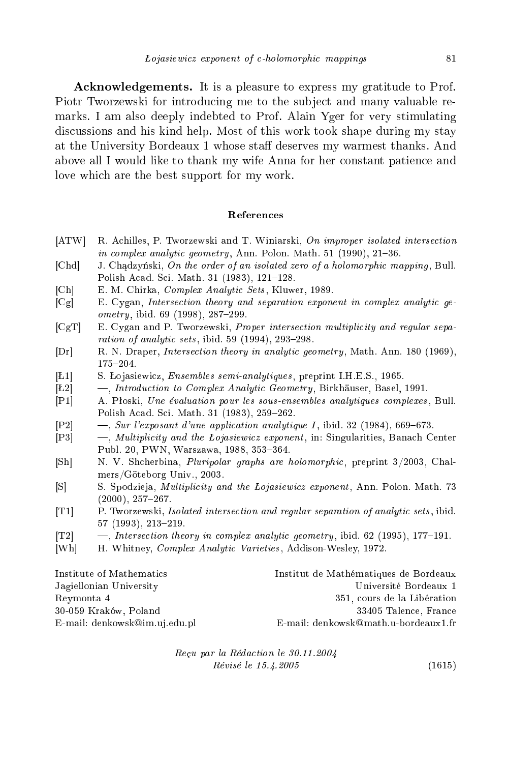**Acknowledgements.** It is a pleasure to express my gratitude to Prof. Piotr Tworzewski for introducing me to the subject and many valuable remarks. I am also deeply indebted to Prof. Alain Yger for very stimulating discussions and his kind help. Most of this work took shape during my stay at the University Bordeaux 1 whose staff deserves my warmest thanks. And above all I would like to thank my wife Anna for her constant patience and love which are the best support for my work.

## References

- [ATW] R. Achilles, P. Tworzewski and T. Winiarski, *On improper isolated intersection in complex analytic geometry*, Ann. Polon. Math. 51 (1990), 21–36.
- [Chd] J. Chądzyński, *On the order of an isolated zero of a holomorphic mapping*, Bull. Polish Acad. Sci. Math. 31 (1983), 121–128.
- [Ch] E. M. Chirka, *Complex Analytic Sets*, Kluwer, 1989.
- [Cg] E. Cygan, *Intersection theory and separation exponent in complex analytic geometry*, ibid. 69 (1998), 287–299.
- [CgT] E. Cygan and P. Tworzewski, *Proper intersection multiplicity and regular separation of analytic sets*, ibid. 59 (1994), 293–298.
- [Dr] R. N. Draper, *Intersection theory in analytic geometry*, Math. Ann. 180 (1969), 175–204.
- [Ł1] S. Łojasiewicz, *Ensembles semi-analytiques*, preprint I.H.E.S., 1965.
- [Ł2] —, *Introduction to Complex Analytic Geometry*, Birkhäuser, Basel, 1991.
- [P1] A. Płoski, *Une évaluation pour les sous-ensembles analytiques complexes*, Bull. Polish Acad. Sci. Math. 31 (1983), 259–262.
- [P2] —, *Sur l'exposant d'une application analytique I*, ibid. 32 (1984), 669–673.
- [P3] —, *Multiplicity and the Łojasiewicz exponent*, in: Singularities, Banach Center Publ. 20, PWN, Warszawa, 1988, 353–364.
- [Sh] N. V. Shcherbina, *Pluripolar graphs are holomorphic*, preprint 3/2003, Chalmers/Göteborg Univ., 2003.
- [S] S. Spodzieja, *Multiplicity and the Łojasiewicz exponent*, Ann. Polon. Math. 73 (2000), 257–267.
- [T1] P. Tworzewski, *Isolated intersection and regular separation of analytic sets*, ibid. 57 (1993), 213–219.
- [T2] —, *Intersection theory in complex analytic geometry*, ibid. 62 (1995), 177–191.
- [Wh] H. Whitney, *Complex Analytic Varieties*, Addison-Wesley, 1972.

Institute of Mathematics
Jagiellonian University
Reymonta 4
30-059 Kraków, Poland
E-mail: denkowsk@im.uj.edu.pl

Institut de Mathématiques de Bordeaux
Université Bordeaux 1
351, cours de la Libération
33405 Talence, France
E-mail: denkowsk@math.u-bordeaux1.fr

*Reçu par la Rédaction le 30.11.2004*
*Révisé le 15.4.2005* (1615)